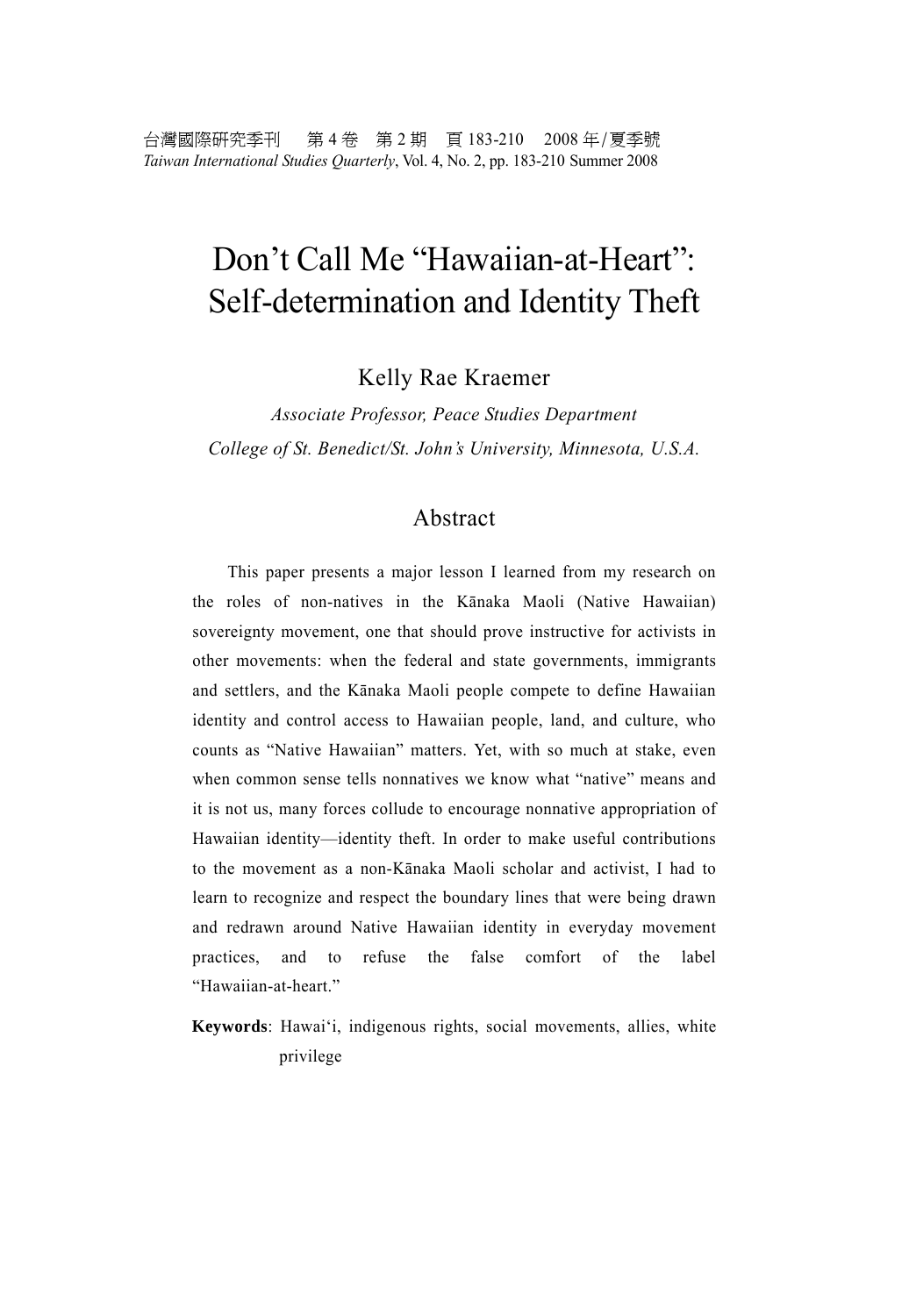# Don't Call Me "Hawaiian-at-Heart": Self-determination and Identity Theft

Kelly Rae Kraemer

*Associate Professor, Peace Studies Department*

*College of St. Benedict/St. John's University, Minnesota, U.S.A.*

## Abstract

This paper presents a major lesson I learned from my research on the roles of non-natives in the Kānaka Maoli (Native Hawaiian) sovereignty movement, one that should prove instructive for activists in other movements: when the federal and state governments, immigrants and settlers, and the Kānaka Maoli people compete to define Hawaiian identity and control access to Hawaiian people, land, and culture, who counts as "Native Hawaiian" matters. Yet, with so much at stake, even when common sense tells nonnatives we know what "native" means and it is not us, many forces collude to encourage nonnative appropriation of Hawaiian identity—identity theft. In order to make useful contributions to the movement as a non-Kānaka Maoli scholar and activist, I had to learn to recognize and respect the boundary lines that were being drawn and redrawn around Native Hawaiian identity in everyday movement practices, and to refuse the false comfort of the label "Hawaiian-at-heart."

**Keywords**: Hawai'i, indigenous rights, social movements, allies, white privilege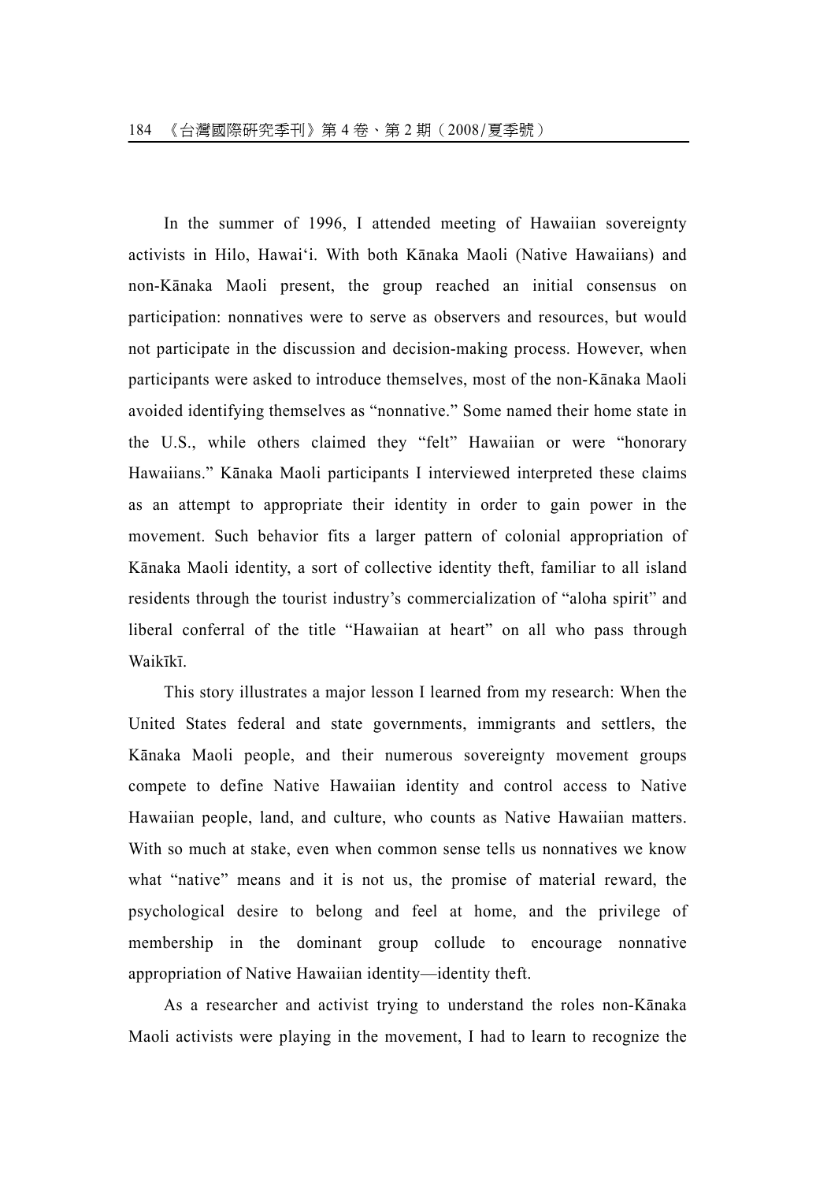In the summer of 1996, I attended meeting of Hawaiian sovereignty activists in Hilo, Hawai‘i. With both Kānaka Maoli (Native Hawaiians) and non-Kānaka Maoli present, the group reached an initial consensus on participation: nonnatives were to serve as observers and resources, but would not participate in the discussion and decision-making process. However, when participants were asked to introduce themselves, most of the non-Kānaka Maoli avoided identifying themselves as “nonnative.” Some named their home state in the U.S., while others claimed they “felt” Hawaiian or were “honorary Hawaiians.” Kānaka Maoli participants I interviewed interpreted these claims as an attempt to appropriate their identity in order to gain power in the movement. Such behavior fits a larger pattern of colonial appropriation of Kānaka Maoli identity, a sort of collective identity theft, familiar to all island residents through the tourist industry’s commercialization of “aloha spirit” and liberal conferral of the title “Hawaiian at heart” on all who pass through Waikīkī.

This story illustrates a major lesson I learned from my research: When the United States federal and state governments, immigrants and settlers, the Kānaka Maoli people, and their numerous sovereignty movement groups compete to define Native Hawaiian identity and control access to Native Hawaiian people, land, and culture, who counts as Native Hawaiian matters. With so much at stake, even when common sense tells us nonnatives we know what “native” means and it is not us, the promise of material reward, the psychological desire to belong and feel at home, and the privilege of membership in the dominant group collude to encourage nonnative appropriation of Native Hawaiian identity—identity theft.

As a researcher and activist trying to understand the roles non-Kānaka Maoli activists were playing in the movement, I had to learn to recognize the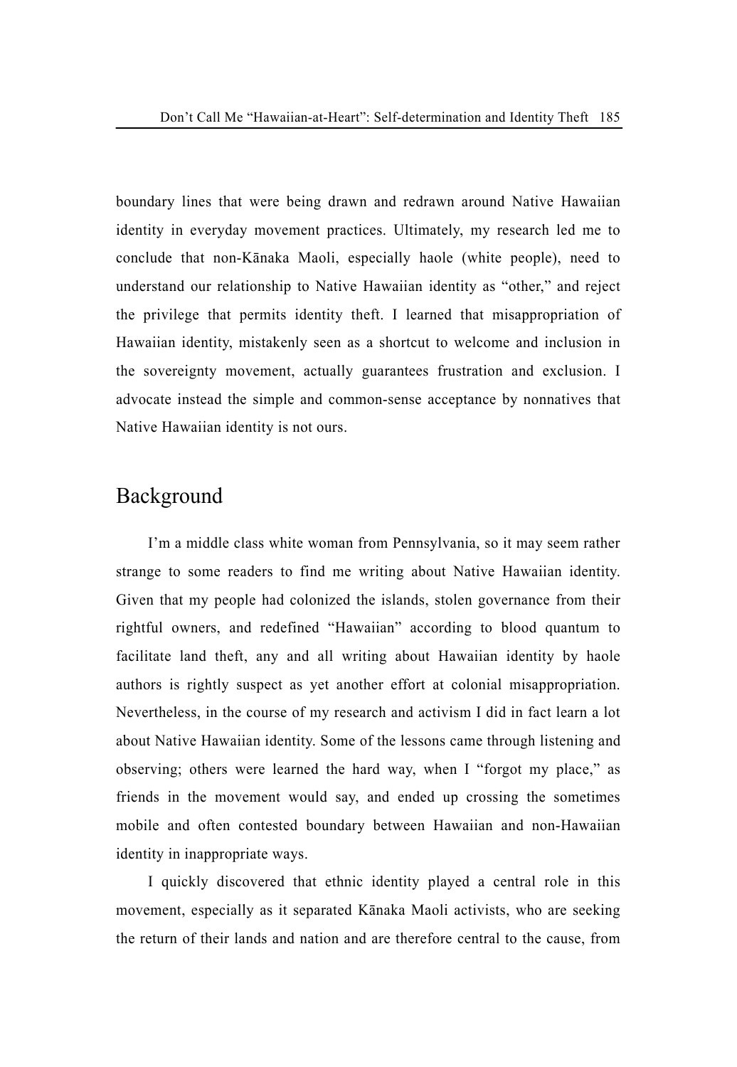boundary lines that were being drawn and redrawn around Native Hawaiian identity in everyday movement practices. Ultimately, my research led me to conclude that non-Kānaka Maoli, especially haole (white people), need to understand our relationship to Native Hawaiian identity as "other," and reject the privilege that permits identity theft. I learned that misappropriation of Hawaiian identity, mistakenly seen as a shortcut to welcome and inclusion in the sovereignty movement, actually guarantees frustration and exclusion. I advocate instead the simple and common-sense acceptance by nonnatives that Native Hawaiian identity is not ours.

## Background

I'm a middle class white woman from Pennsylvania, so it may seem rather strange to some readers to find me writing about Native Hawaiian identity. Given that my people had colonized the islands, stolen governance from their rightful owners, and redefined "Hawaiian" according to blood quantum to facilitate land theft, any and all writing about Hawaiian identity by haole authors is rightly suspect as yet another effort at colonial misappropriation. Nevertheless, in the course of my research and activism I did in fact learn a lot about Native Hawaiian identity. Some of the lessons came through listening and observing; others were learned the hard way, when I "forgot my place," as friends in the movement would say, and ended up crossing the sometimes mobile and often contested boundary between Hawaiian and non-Hawaiian identity in inappropriate ways.

I quickly discovered that ethnic identity played a central role in this movement, especially as it separated Kānaka Maoli activists, who are seeking the return of their lands and nation and are therefore central to the cause, from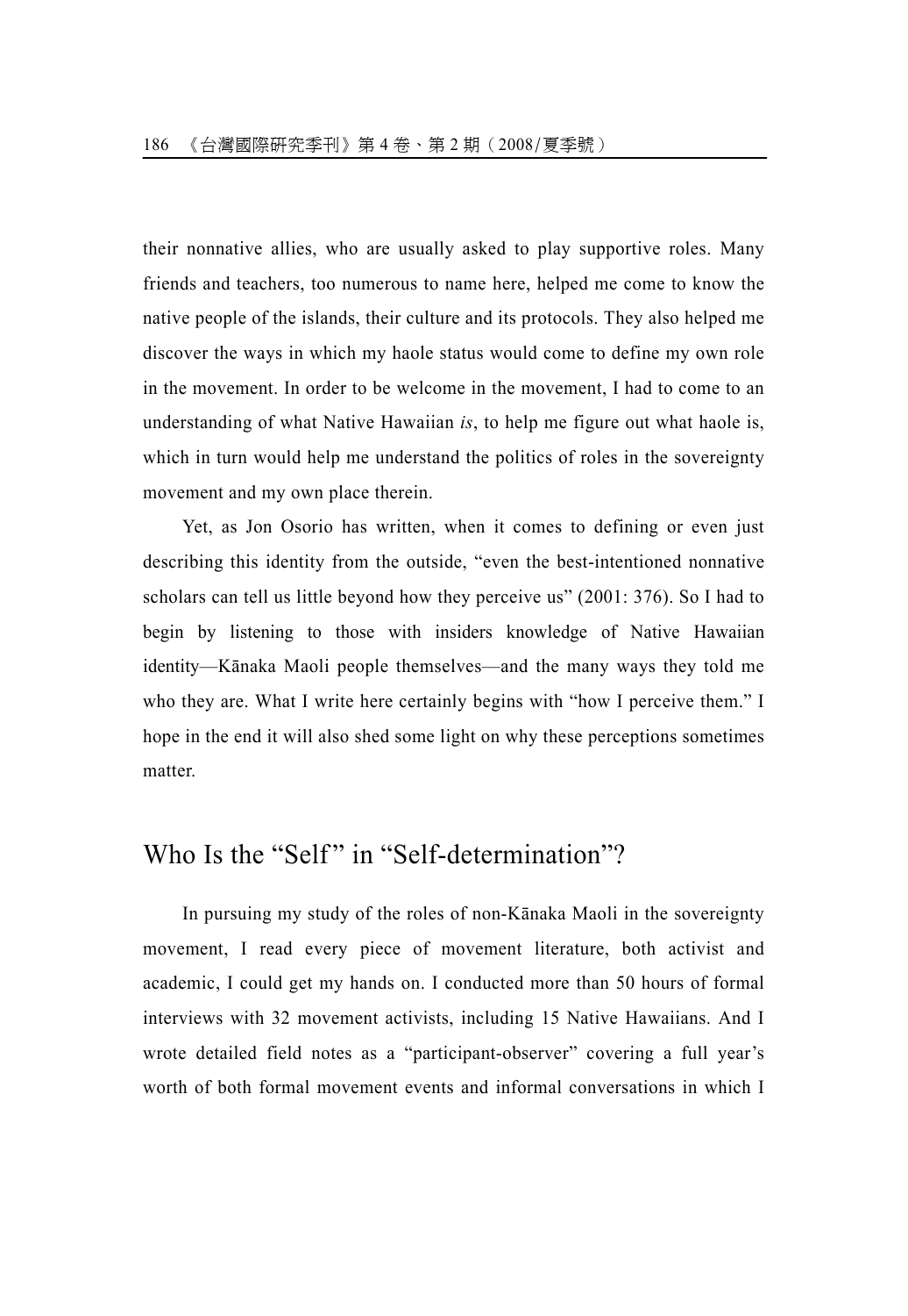their nonnative allies, who are usually asked to play supportive roles. Many friends and teachers, too numerous to name here, helped me come to know the native people of the islands, their culture and its protocols. They also helped me discover the ways in which my haole status would come to define my own role in the movement. In order to be welcome in the movement, I had to come to an understanding of what Native Hawaiian *is*, to help me figure out what haole is, which in turn would help me understand the politics of roles in the sovereignty movement and my own place therein.

Yet, as Jon Osorio has written, when it comes to defining or even just describing this identity from the outside, "even the best-intentioned nonnative scholars can tell us little beyond how they perceive us" (2001: 376). So I had to begin by listening to those with insiders knowledge of Native Hawaiian identity—Kānaka Maoli people themselves—and the many ways they told me who they are. What I write here certainly begins with "how I perceive them." I hope in the end it will also shed some light on why these perceptions sometimes matter.

## Who Is the "Self" in "Self-determination"?

In pursuing my study of the roles of non-Kānaka Maoli in the sovereignty movement, I read every piece of movement literature, both activist and academic, I could get my hands on. I conducted more than 50 hours of formal interviews with 32 movement activists, including 15 Native Hawaiians. And I wrote detailed field notes as a "participant-observer" covering a full year's worth of both formal movement events and informal conversations in which I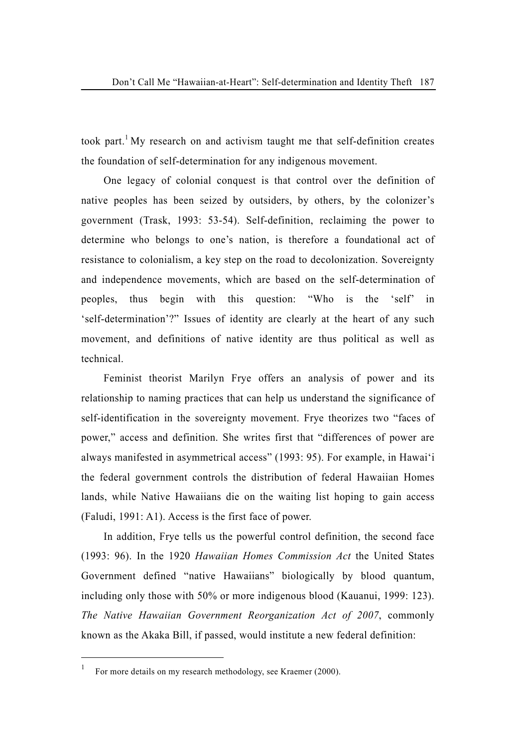took part.[1] My research on and activism taught me that self-definition creates the foundation of self-determination for any indigenous movement.

One legacy of colonial conquest is that control over the definition of native peoples has been seized by outsiders, by others, by the colonizer's government (Trask, 1993: 53-54). Self-definition, reclaiming the power to determine who belongs to one's nation, is therefore a foundational act of resistance to colonialism, a key step on the road to decolonization. Sovereignty and independence movements, which are based on the self-determination of peoples, thus begin with this question: "Who is the 'self' in 'self-determination'?" Issues of identity are clearly at the heart of any such movement, and definitions of native identity are thus political as well as technical.

Feminist theorist Marilyn Frye offers an analysis of power and its relationship to naming practices that can help us understand the significance of self-identification in the sovereignty movement. Frye theorizes two "faces of power," access and definition. She writes first that "differences of power are always manifested in asymmetrical access" (1993: 95). For example, in Hawai'i the federal government controls the distribution of federal Hawaiian Homes lands, while Native Hawaiians die on the waiting list hoping to gain access (Faludi, 1991: A1). Access is the first face of power.

In addition, Frye tells us the powerful control definition, the second face (1993: 96). In the 1920 *Hawaiian Homes Commission Act* the United States Government defined "native Hawaiians" biologically by blood quantum, including only those with 50% or more indigenous blood (Kauanui, 1999: 123). *The Native Hawaiian Government Reorganization Act of 2007*, commonly known as the Akaka Bill, if passed, would institute a new federal definition:

---

[1] For more details on my research methodology, see Kraemer (2000).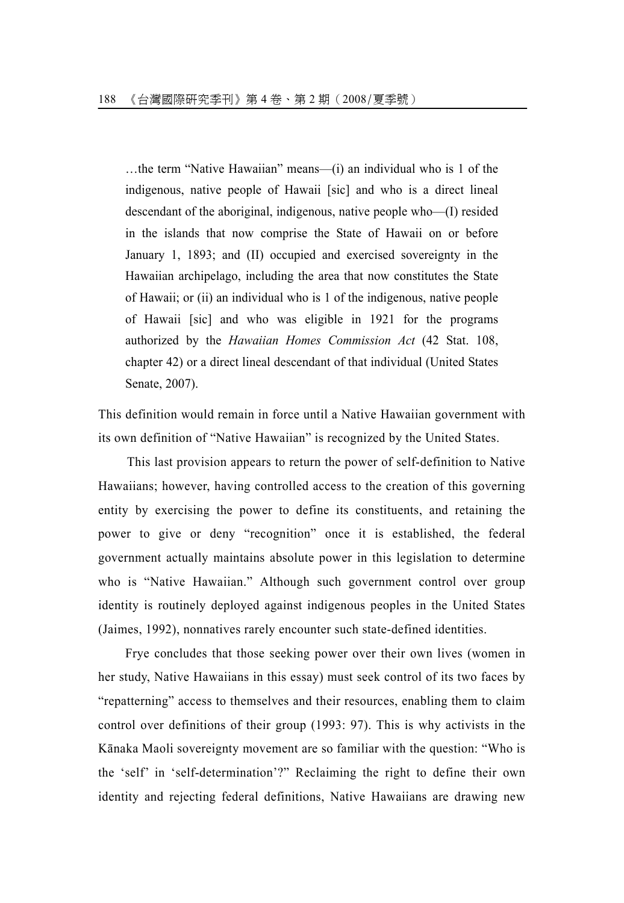> …the term “Native Hawaiian” means—(i) an individual who is 1 of the indigenous, native people of Hawaii [sic] and who is a direct lineal descendant of the aboriginal, indigenous, native people who—(I) resided in the islands that now comprise the State of Hawaii on or before January 1, 1893; and (II) occupied and exercised sovereignty in the Hawaiian archipelago, including the area that now constitutes the State of Hawaii; or (ii) an individual who is 1 of the indigenous, native people of Hawaii [sic] and who was eligible in 1921 for the programs authorized by the *Hawaiian Homes Commission Act* (42 Stat. 108, chapter 42) or a direct lineal descendant of that individual (United States Senate, 2007).

This definition would remain in force until a Native Hawaiian government with its own definition of “Native Hawaiian” is recognized by the United States.

This last provision appears to return the power of self-definition to Native Hawaiians; however, having controlled access to the creation of this governing entity by exercising the power to define its constituents, and retaining the power to give or deny “recognition” once it is established, the federal government actually maintains absolute power in this legislation to determine who is “Native Hawaiian.” Although such government control over group identity is routinely deployed against indigenous peoples in the United States (Jaimes, 1992), nonnatives rarely encounter such state-defined identities.

Frye concludes that those seeking power over their own lives (women in her study, Native Hawaiians in this essay) must seek control of its two faces by “repatterning” access to themselves and their resources, enabling them to claim control over definitions of their group (1993: 97). This is why activists in the Kānaka Maoli sovereignty movement are so familiar with the question: “Who is the ‘self’ in ‘self-determination’?” Reclaiming the right to define their own identity and rejecting federal definitions, Native Hawaiians are drawing new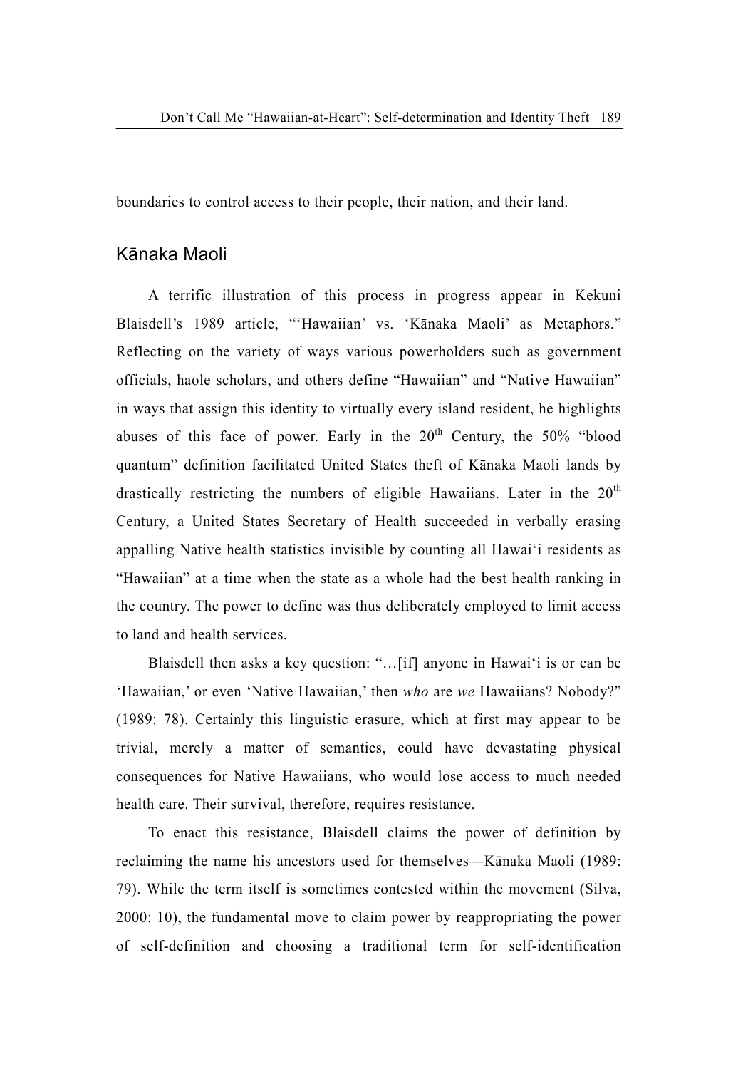boundaries to control access to their people, their nation, and their land.

## Kānaka Maoli

A terrific illustration of this process in progress appear in Kekuni Blaisdell's 1989 article, "'Hawaiian' vs. 'Kānaka Maoli' as Metaphors." Reflecting on the variety of ways various powerholders such as government officials, haole scholars, and others define "Hawaiian" and "Native Hawaiian" in ways that assign this identity to virtually every island resident, he highlights abuses of this face of power. Early in the 20th Century, the 50% "blood quantum" definition facilitated United States theft of Kānaka Maoli lands by drastically restricting the numbers of eligible Hawaiians. Later in the 20th Century, a United States Secretary of Health succeeded in verbally erasing appalling Native health statistics invisible by counting all Hawai'i residents as "Hawaiian" at a time when the state as a whole had the best health ranking in the country. The power to define was thus deliberately employed to limit access to land and health services.

Blaisdell then asks a key question: "…[if] anyone in Hawai'i is or can be 'Hawaiian,' or even 'Native Hawaiian,' then *who* are *we* Hawaiians? Nobody?" (1989: 78). Certainly this linguistic erasure, which at first may appear to be trivial, merely a matter of semantics, could have devastating physical consequences for Native Hawaiians, who would lose access to much needed health care. Their survival, therefore, requires resistance.

To enact this resistance, Blaisdell claims the power of definition by reclaiming the name his ancestors used for themselves—Kānaka Maoli (1989: 79). While the term itself is sometimes contested within the movement (Silva, 2000: 10), the fundamental move to claim power by reappropriating the power of self-definition and choosing a traditional term for self-identification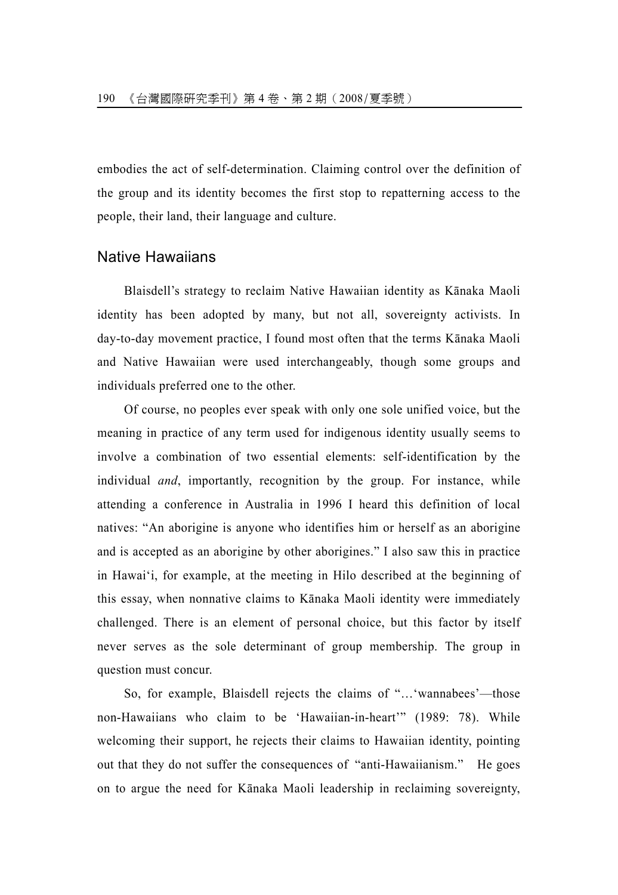embodies the act of self-determination. Claiming control over the definition of the group and its identity becomes the first stop to repatterning access to the people, their land, their language and culture.

## Native Hawaiians

Blaisdell's strategy to reclaim Native Hawaiian identity as Kānaka Maoli identity has been adopted by many, but not all, sovereignty activists. In day-to-day movement practice, I found most often that the terms Kānaka Maoli and Native Hawaiian were used interchangeably, though some groups and individuals preferred one to the other.

Of course, no peoples ever speak with only one sole unified voice, but the meaning in practice of any term used for indigenous identity usually seems to involve a combination of two essential elements: self-identification by the individual *and*, importantly, recognition by the group. For instance, while attending a conference in Australia in 1996 I heard this definition of local natives: "An aborigine is anyone who identifies him or herself as an aborigine and is accepted as an aborigine by other aborigines." I also saw this in practice in Hawai'i, for example, at the meeting in Hilo described at the beginning of this essay, when nonnative claims to Kānaka Maoli identity were immediately challenged. There is an element of personal choice, but this factor by itself never serves as the sole determinant of group membership. The group in question must concur.

So, for example, Blaisdell rejects the claims of "…'wannabees'—those non-Hawaiians who claim to be 'Hawaiian-in-heart'" (1989: 78). While welcoming their support, he rejects their claims to Hawaiian identity, pointing out that they do not suffer the consequences of "anti-Hawaiianism." He goes on to argue the need for Kānaka Maoli leadership in reclaiming sovereignty,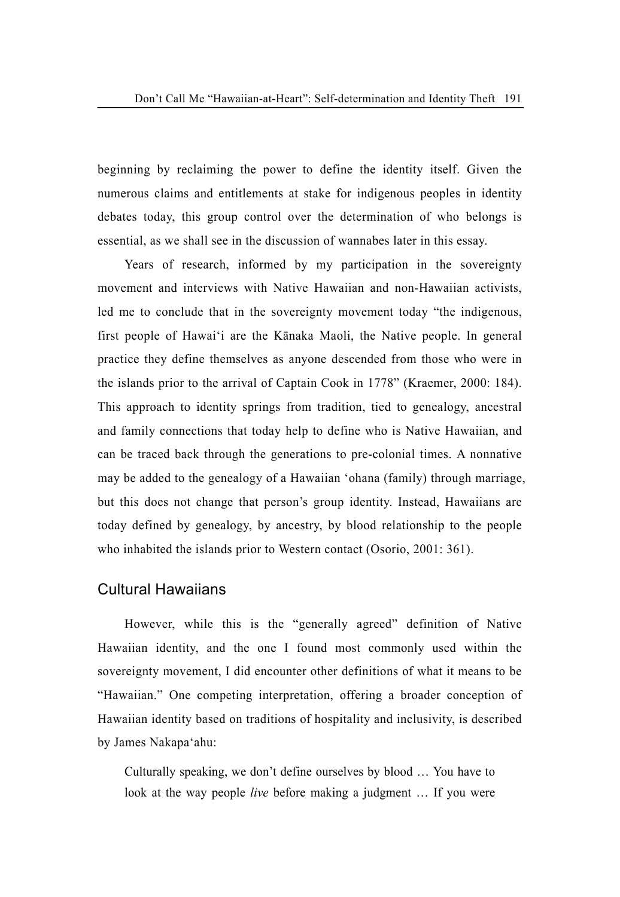beginning by reclaiming the power to define the identity itself. Given the numerous claims and entitlements at stake for indigenous peoples in identity debates today, this group control over the determination of who belongs is essential, as we shall see in the discussion of wannabes later in this essay.

Years of research, informed by my participation in the sovereignty movement and interviews with Native Hawaiian and non-Hawaiian activists, led me to conclude that in the sovereignty movement today "the indigenous, first people of Hawai'i are the Kānaka Maoli, the Native people. In general practice they define themselves as anyone descended from those who were in the islands prior to the arrival of Captain Cook in 1778" (Kraemer, 2000: 184). This approach to identity springs from tradition, tied to genealogy, ancestral and family connections that today help to define who is Native Hawaiian, and can be traced back through the generations to pre-colonial times. A nonnative may be added to the genealogy of a Hawaiian 'ohana (family) through marriage, but this does not change that person's group identity. Instead, Hawaiians are today defined by genealogy, by ancestry, by blood relationship to the people who inhabited the islands prior to Western contact (Osorio, 2001: 361).

## Cultural Hawaiians

However, while this is the "generally agreed" definition of Native Hawaiian identity, and the one I found most commonly used within the sovereignty movement, I did encounter other definitions of what it means to be "Hawaiian." One competing interpretation, offering a broader conception of Hawaiian identity based on traditions of hospitality and inclusivity, is described by James Nakapa'ahu:

> Culturally speaking, we don't define ourselves by blood … You have to look at the way people *live* before making a judgment … If you were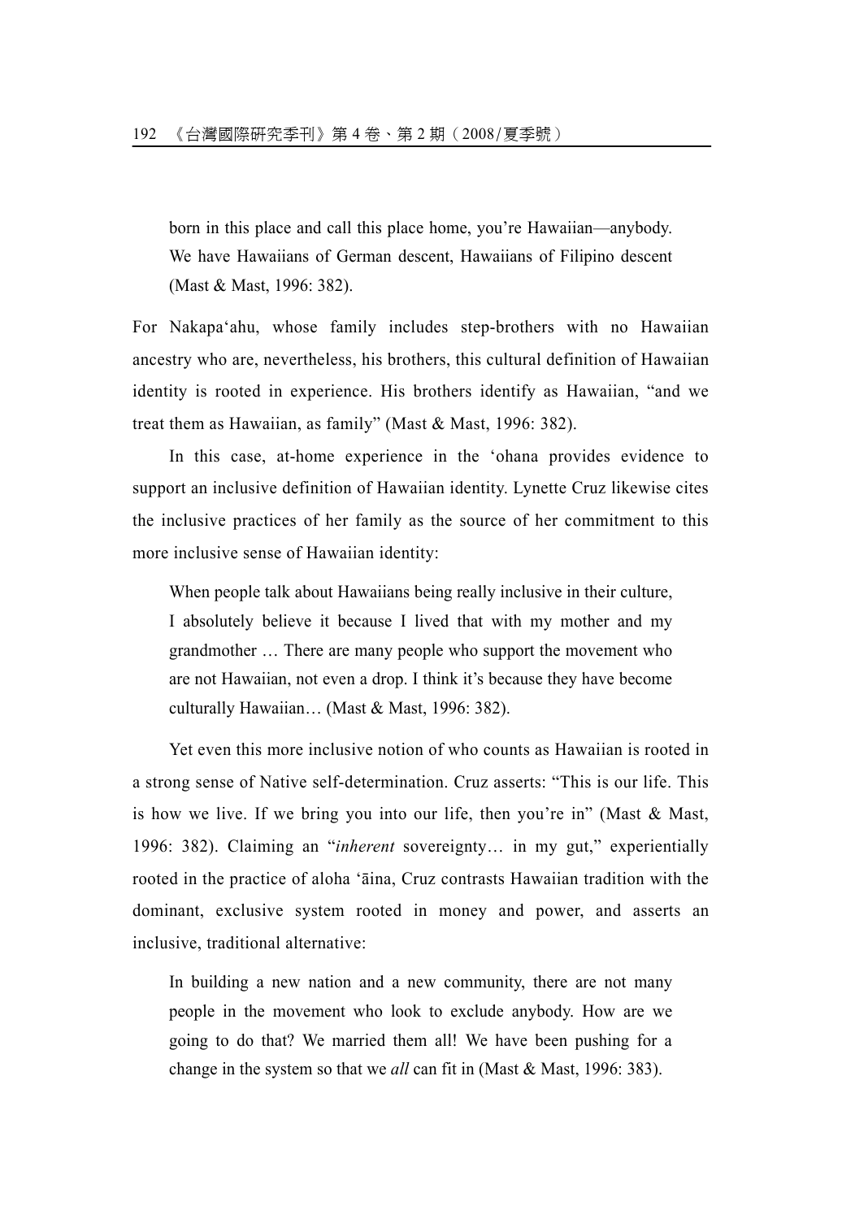> born in this place and call this place home, you're Hawaiian—anybody. We have Hawaiians of German descent, Hawaiians of Filipino descent (Mast & Mast, 1996: 382).

For Nakapa'ahu, whose family includes step-brothers with no Hawaiian ancestry who are, nevertheless, his brothers, this cultural definition of Hawaiian identity is rooted in experience. His brothers identify as Hawaiian, "and we treat them as Hawaiian, as family" (Mast & Mast, 1996: 382).

In this case, at-home experience in the 'ohana provides evidence to support an inclusive definition of Hawaiian identity. Lynette Cruz likewise cites the inclusive practices of her family as the source of her commitment to this more inclusive sense of Hawaiian identity:

> When people talk about Hawaiians being really inclusive in their culture, I absolutely believe it because I lived that with my mother and my grandmother … There are many people who support the movement who are not Hawaiian, not even a drop. I think it's because they have become culturally Hawaiian… (Mast & Mast, 1996: 382).

Yet even this more inclusive notion of who counts as Hawaiian is rooted in a strong sense of Native self-determination. Cruz asserts: "This is our life. This is how we live. If we bring you into our life, then you're in" (Mast & Mast, 1996: 382). Claiming an "*inherent* sovereignty… in my gut," experientially rooted in the practice of aloha 'āina, Cruz contrasts Hawaiian tradition with the dominant, exclusive system rooted in money and power, and asserts an inclusive, traditional alternative:

> In building a new nation and a new community, there are not many people in the movement who look to exclude anybody. How are we going to do that? We married them all! We have been pushing for a change in the system so that we *all* can fit in (Mast & Mast, 1996: 383).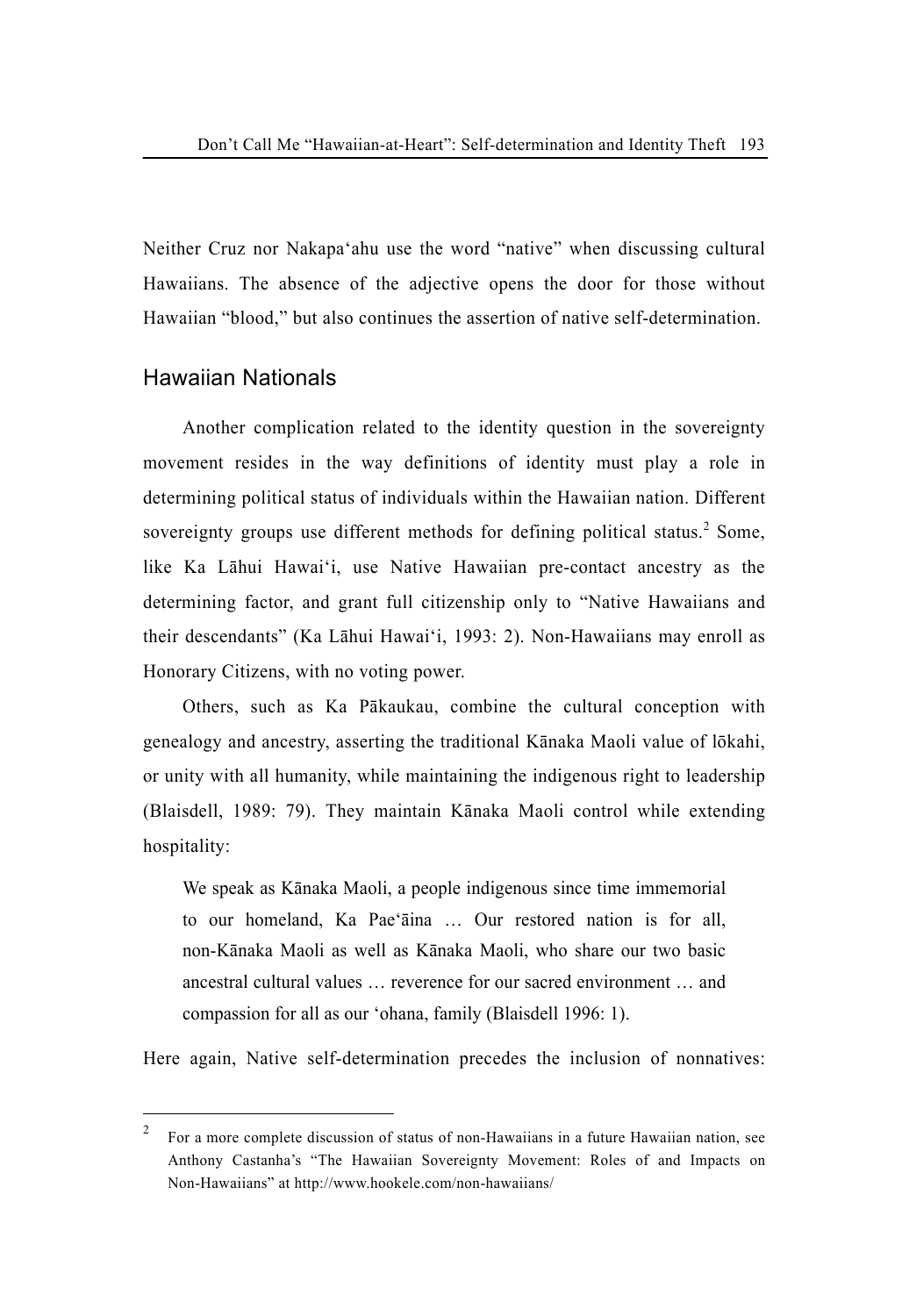Neither Cruz nor Nakapaʻahu use the word "native" when discussing cultural Hawaiians. The absence of the adjective opens the door for those without Hawaiian "blood," but also continues the assertion of native self-determination.

## Hawaiian Nationals

Another complication related to the identity question in the sovereignty movement resides in the way definitions of identity must play a role in determining political status of individuals within the Hawaiian nation. Different sovereignty groups use different methods for defining political status.[2] Some, like Ka Lāhui Hawaiʻi, use Native Hawaiian pre-contact ancestry as the determining factor, and grant full citizenship only to "Native Hawaiians and their descendants" (Ka Lāhui Hawaiʻi, 1993: 2). Non-Hawaiians may enroll as Honorary Citizens, with no voting power.

Others, such as Ka Pākaukau, combine the cultural conception with genealogy and ancestry, asserting the traditional Kānaka Maoli value of lōkahi, or unity with all humanity, while maintaining the indigenous right to leadership (Blaisdell, 1989: 79). They maintain Kānaka Maoli control while extending hospitality:

> We speak as Kānaka Maoli, a people indigenous since time immemorial to our homeland, Ka Paeʻāina … Our restored nation is for all, non-Kānaka Maoli as well as Kānaka Maoli, who share our two basic ancestral cultural values … reverence for our sacred environment … and compassion for all as our ʻohana, family (Blaisdell 1996: 1).

Here again, Native self-determination precedes the inclusion of nonnatives:

---

[2] For a more complete discussion of status of non-Hawaiians in a future Hawaiian nation, see Anthony Castanha's "The Hawaiian Sovereignty Movement: Roles of and Impacts on Non-Hawaiians" at http://www.hookele.com/non-hawaiians/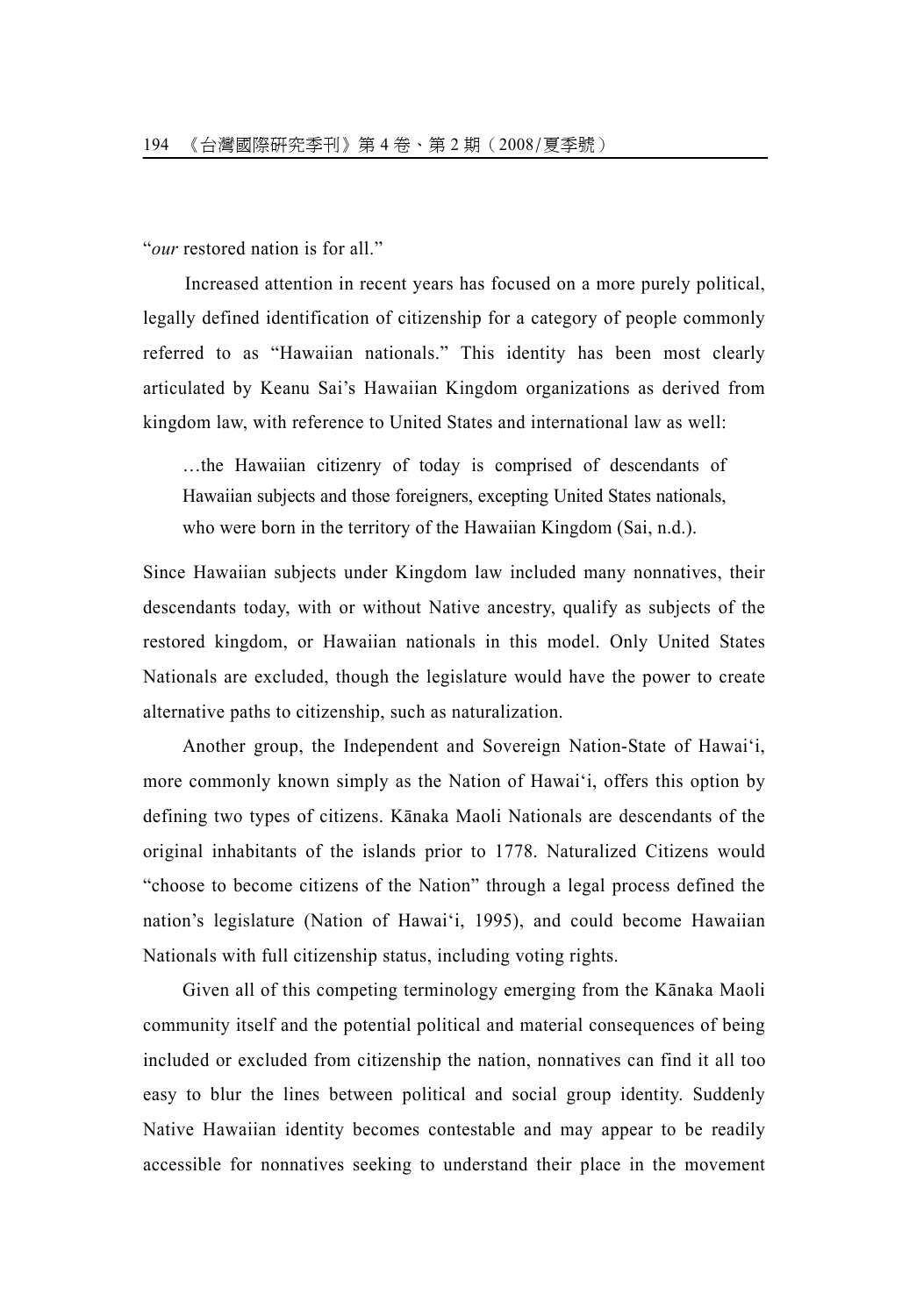"*our* restored nation is for all."

Increased attention in recent years has focused on a more purely political, legally defined identification of citizenship for a category of people commonly referred to as "Hawaiian nationals." This identity has been most clearly articulated by Keanu Sai's Hawaiian Kingdom organizations as derived from kingdom law, with reference to United States and international law as well:

> …the Hawaiian citizenry of today is comprised of descendants of Hawaiian subjects and those foreigners, excepting United States nationals, who were born in the territory of the Hawaiian Kingdom (Sai, n.d.).

Since Hawaiian subjects under Kingdom law included many nonnatives, their descendants today, with or without Native ancestry, qualify as subjects of the restored kingdom, or Hawaiian nationals in this model. Only United States Nationals are excluded, though the legislature would have the power to create alternative paths to citizenship, such as naturalization.

Another group, the Independent and Sovereign Nation-State of Hawai'i, more commonly known simply as the Nation of Hawai'i, offers this option by defining two types of citizens. Kānaka Maoli Nationals are descendants of the original inhabitants of the islands prior to 1778. Naturalized Citizens would "choose to become citizens of the Nation" through a legal process defined the nation's legislature (Nation of Hawai'i, 1995), and could become Hawaiian Nationals with full citizenship status, including voting rights.

Given all of this competing terminology emerging from the Kānaka Maoli community itself and the potential political and material consequences of being included or excluded from citizenship the nation, nonnatives can find it all too easy to blur the lines between political and social group identity. Suddenly Native Hawaiian identity becomes contestable and may appear to be readily accessible for nonnatives seeking to understand their place in the movement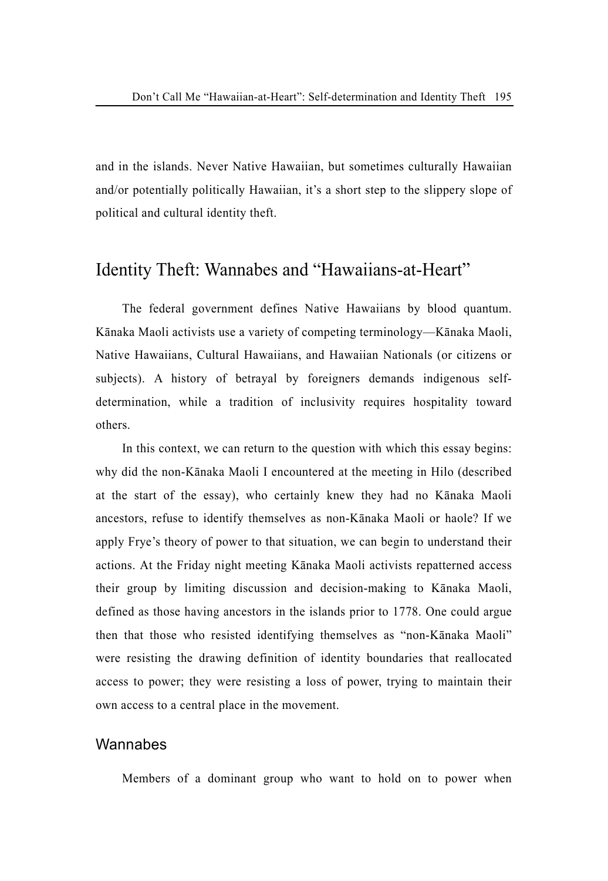and in the islands. Never Native Hawaiian, but sometimes culturally Hawaiian and/or potentially politically Hawaiian, it's a short step to the slippery slope of political and cultural identity theft.

## Identity Theft: Wannabes and "Hawaiians-at-Heart"

The federal government defines Native Hawaiians by blood quantum. Kānaka Maoli activists use a variety of competing terminology—Kānaka Maoli, Native Hawaiians, Cultural Hawaiians, and Hawaiian Nationals (or citizens or subjects). A history of betrayal by foreigners demands indigenous self-determination, while a tradition of inclusivity requires hospitality toward others.

In this context, we can return to the question with which this essay begins: why did the non-Kānaka Maoli I encountered at the meeting in Hilo (described at the start of the essay), who certainly knew they had no Kānaka Maoli ancestors, refuse to identify themselves as non-Kānaka Maoli or haole? If we apply Frye's theory of power to that situation, we can begin to understand their actions. At the Friday night meeting Kānaka Maoli activists repatterned access their group by limiting discussion and decision-making to Kānaka Maoli, defined as those having ancestors in the islands prior to 1778. One could argue then that those who resisted identifying themselves as "non-Kānaka Maoli" were resisting the drawing definition of identity boundaries that reallocated access to power; they were resisting a loss of power, trying to maintain their own access to a central place in the movement.

### Wannabes

Members of a dominant group who want to hold on to power when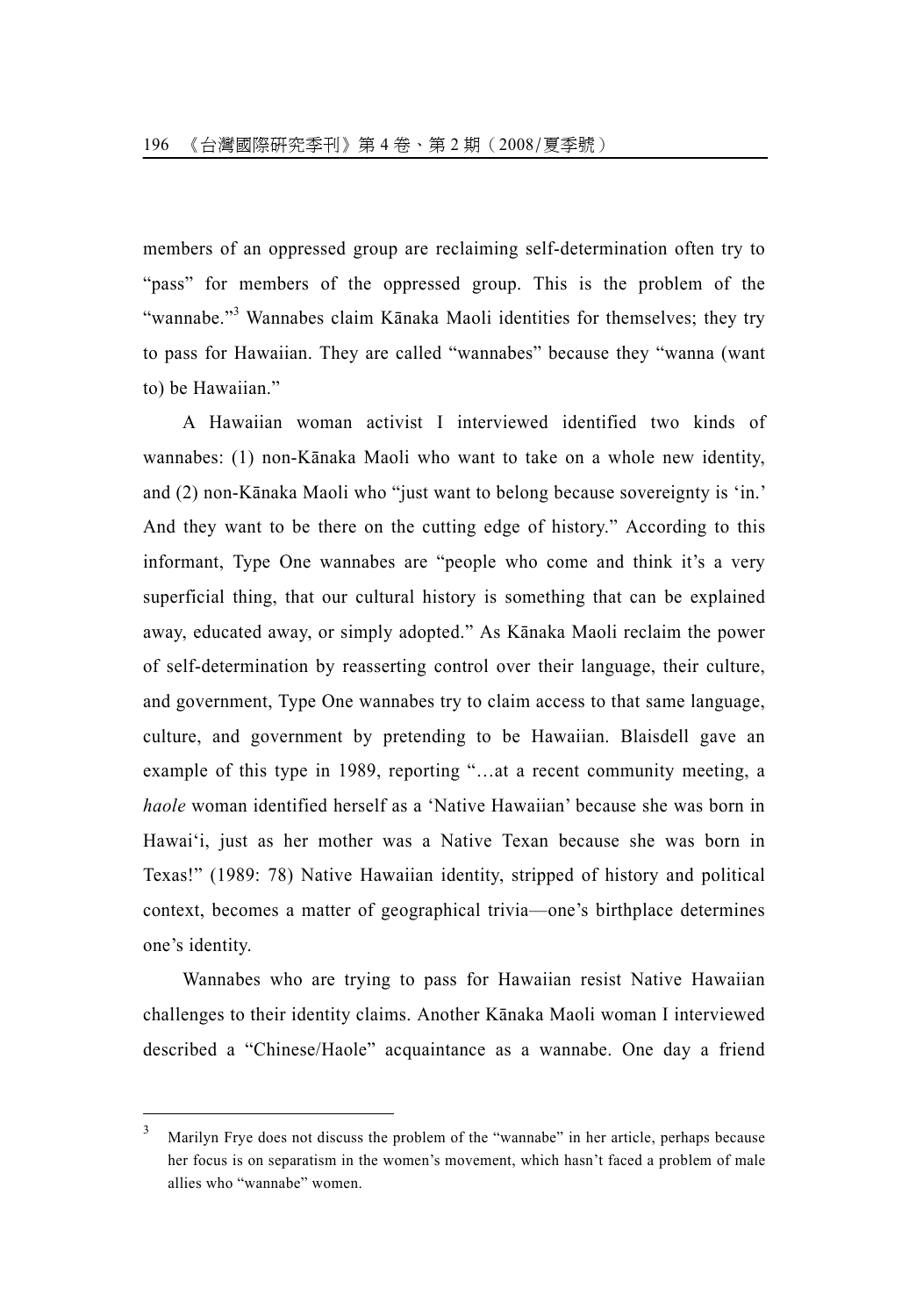members of an oppressed group are reclaiming self-determination often try to "pass" for members of the oppressed group. This is the problem of the "wannabe."[3] Wannabes claim Kānaka Maoli identities for themselves; they try to pass for Hawaiian. They are called "wannabes" because they "wanna (want to) be Hawaiian."

A Hawaiian woman activist I interviewed identified two kinds of wannabes: (1) non-Kānaka Maoli who want to take on a whole new identity, and (2) non-Kānaka Maoli who "just want to belong because sovereignty is 'in.' And they want to be there on the cutting edge of history." According to this informant, Type One wannabes are "people who come and think it's a very superficial thing, that our cultural history is something that can be explained away, educated away, or simply adopted." As Kānaka Maoli reclaim the power of self-determination by reasserting control over their language, their culture, and government, Type One wannabes try to claim access to that same language, culture, and government by pretending to be Hawaiian. Blaisdell gave an example of this type in 1989, reporting "…at a recent community meeting, a *haole* woman identified herself as a 'Native Hawaiian' because she was born in Hawai'i, just as her mother was a Native Texan because she was born in Texas!" (1989: 78) Native Hawaiian identity, stripped of history and political context, becomes a matter of geographical trivia—one's birthplace determines one's identity.

Wannabes who are trying to pass for Hawaiian resist Native Hawaiian challenges to their identity claims. Another Kānaka Maoli woman I interviewed described a "Chinese/Haole" acquaintance as a wannabe. One day a friend

---

[3] Marilyn Frye does not discuss the problem of the "wannabe" in her article, perhaps because her focus is on separatism in the women's movement, which hasn't faced a problem of male allies who "wannabe" women.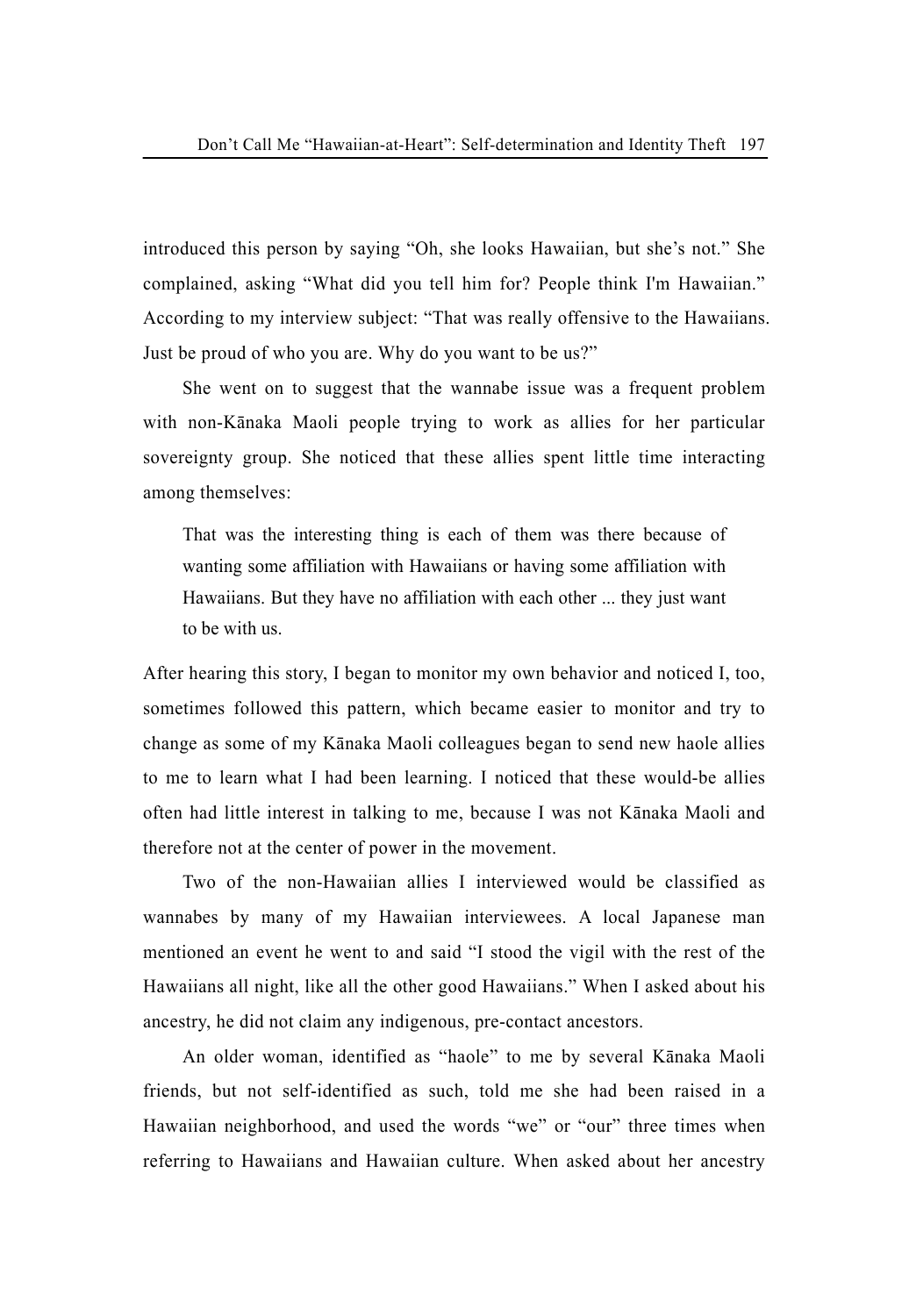introduced this person by saying "Oh, she looks Hawaiian, but she's not." She complained, asking "What did you tell him for? People think I'm Hawaiian." According to my interview subject: "That was really offensive to the Hawaiians. Just be proud of who you are. Why do you want to be us?"

She went on to suggest that the wannabe issue was a frequent problem with non-Kānaka Maoli people trying to work as allies for her particular sovereignty group. She noticed that these allies spent little time interacting among themselves:

> That was the interesting thing is each of them was there because of wanting some affiliation with Hawaiians or having some affiliation with Hawaiians. But they have no affiliation with each other ... they just want to be with us.

After hearing this story, I began to monitor my own behavior and noticed I, too, sometimes followed this pattern, which became easier to monitor and try to change as some of my Kānaka Maoli colleagues began to send new haole allies to me to learn what I had been learning. I noticed that these would-be allies often had little interest in talking to me, because I was not Kānaka Maoli and therefore not at the center of power in the movement.

Two of the non-Hawaiian allies I interviewed would be classified as wannabes by many of my Hawaiian interviewees. A local Japanese man mentioned an event he went to and said "I stood the vigil with the rest of the Hawaiians all night, like all the other good Hawaiians." When I asked about his ancestry, he did not claim any indigenous, pre-contact ancestors.

An older woman, identified as "haole" to me by several Kānaka Maoli friends, but not self-identified as such, told me she had been raised in a Hawaiian neighborhood, and used the words "we" or "our" three times when referring to Hawaiians and Hawaiian culture. When asked about her ancestry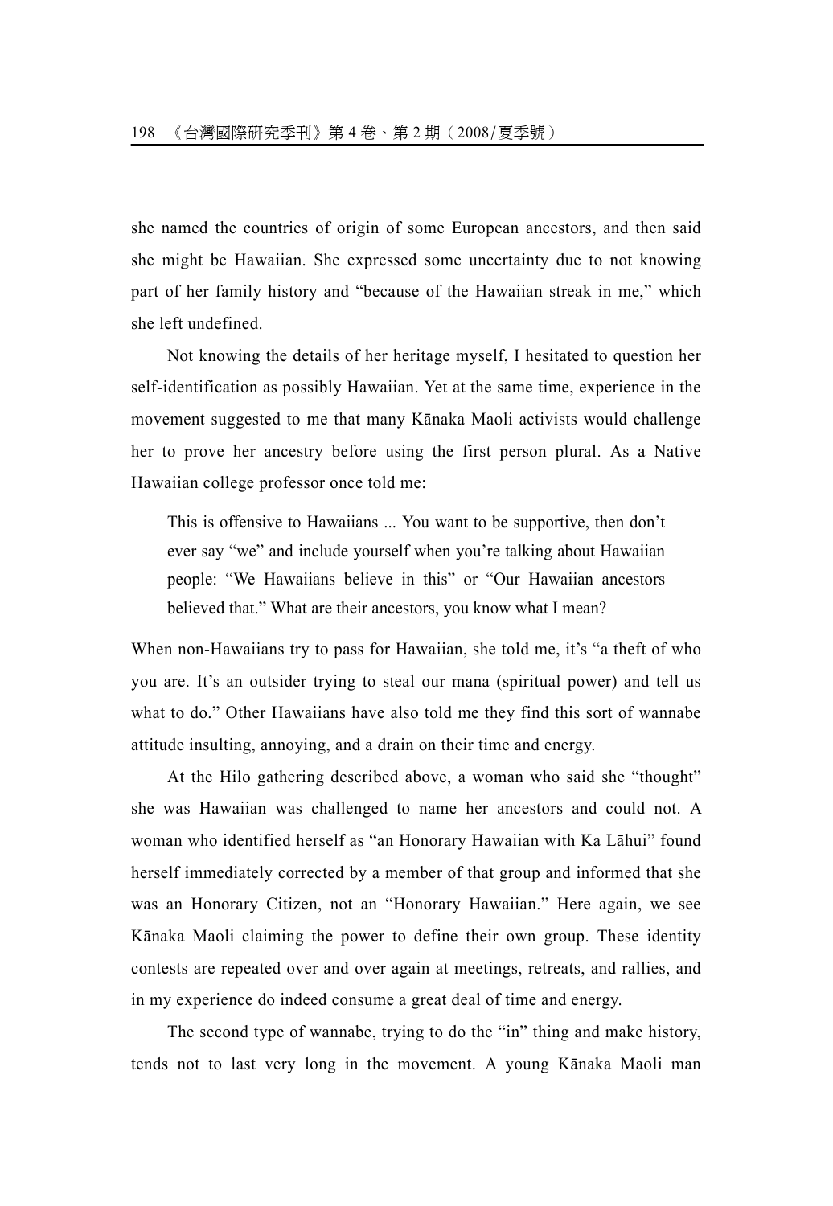she named the countries of origin of some European ancestors, and then said she might be Hawaiian. She expressed some uncertainty due to not knowing part of her family history and "because of the Hawaiian streak in me," which she left undefined.

Not knowing the details of her heritage myself, I hesitated to question her self-identification as possibly Hawaiian. Yet at the same time, experience in the movement suggested to me that many Kānaka Maoli activists would challenge her to prove her ancestry before using the first person plural. As a Native Hawaiian college professor once told me:

> This is offensive to Hawaiians ... You want to be supportive, then don't ever say "we" and include yourself when you're talking about Hawaiian people: "We Hawaiians believe in this" or "Our Hawaiian ancestors believed that." What are their ancestors, you know what I mean?

When non-Hawaiians try to pass for Hawaiian, she told me, it's "a theft of who you are. It's an outsider trying to steal our mana (spiritual power) and tell us what to do." Other Hawaiians have also told me they find this sort of wannabe attitude insulting, annoying, and a drain on their time and energy.

At the Hilo gathering described above, a woman who said she "thought" she was Hawaiian was challenged to name her ancestors and could not. A woman who identified herself as "an Honorary Hawaiian with Ka Lāhui" found herself immediately corrected by a member of that group and informed that she was an Honorary Citizen, not an "Honorary Hawaiian." Here again, we see Kānaka Maoli claiming the power to define their own group. These identity contests are repeated over and over again at meetings, retreats, and rallies, and in my experience do indeed consume a great deal of time and energy.

The second type of wannabe, trying to do the "in" thing and make history, tends not to last very long in the movement. A young Kānaka Maoli man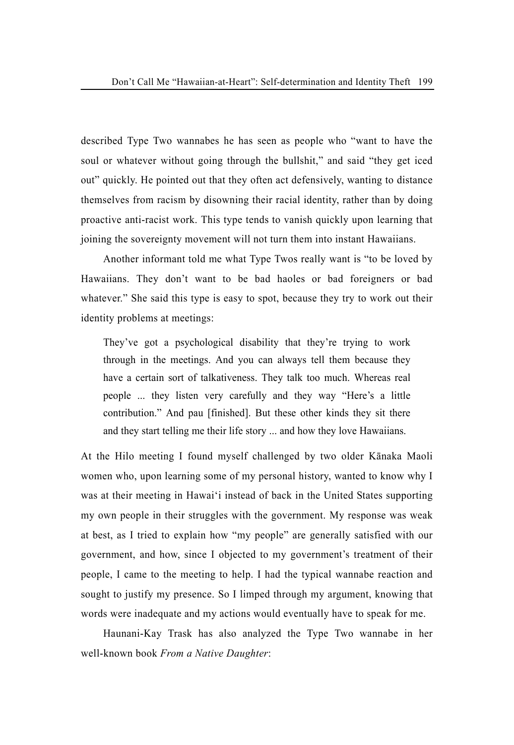described Type Two wannabes he has seen as people who "want to have the soul or whatever without going through the bullshit," and said "they get iced out" quickly. He pointed out that they often act defensively, wanting to distance themselves from racism by disowning their racial identity, rather than by doing proactive anti-racist work. This type tends to vanish quickly upon learning that joining the sovereignty movement will not turn them into instant Hawaiians.

Another informant told me what Type Twos really want is "to be loved by Hawaiians. They don't want to be bad haoles or bad foreigners or bad whatever." She said this type is easy to spot, because they try to work out their identity problems at meetings:

> They've got a psychological disability that they're trying to work through in the meetings. And you can always tell them because they have a certain sort of talkativeness. They talk too much. Whereas real people ... they listen very carefully and they way "Here's a little contribution." And pau [finished]. But these other kinds they sit there and they start telling me their life story ... and how they love Hawaiians.

At the Hilo meeting I found myself challenged by two older Kānaka Maoli women who, upon learning some of my personal history, wanted to know why I was at their meeting in Hawai'i instead of back in the United States supporting my own people in their struggles with the government. My response was weak at best, as I tried to explain how "my people" are generally satisfied with our government, and how, since I objected to my government's treatment of their people, I came to the meeting to help. I had the typical wannabe reaction and sought to justify my presence. So I limped through my argument, knowing that words were inadequate and my actions would eventually have to speak for me.

Haunani-Kay Trask has also analyzed the Type Two wannabe in her well-known book *From a Native Daughter*: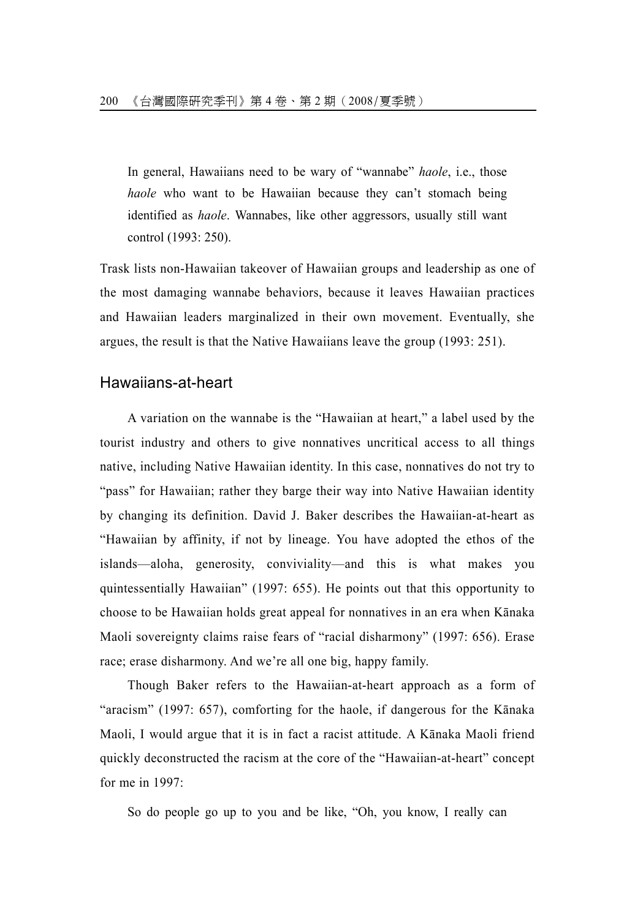> In general, Hawaiians need to be wary of "wannabe" *haole*, i.e., those *haole* who want to be Hawaiian because they can't stomach being identified as *haole*. Wannabes, like other aggressors, usually still want control (1993: 250).

Trask lists non-Hawaiian takeover of Hawaiian groups and leadership as one of the most damaging wannabe behaviors, because it leaves Hawaiian practices and Hawaiian leaders marginalized in their own movement. Eventually, she argues, the result is that the Native Hawaiians leave the group (1993: 251).

## Hawaiians-at-heart

A variation on the wannabe is the "Hawaiian at heart," a label used by the tourist industry and others to give nonnatives uncritical access to all things native, including Native Hawaiian identity. In this case, nonnatives do not try to "pass" for Hawaiian; rather they barge their way into Native Hawaiian identity by changing its definition. David J. Baker describes the Hawaiian-at-heart as "Hawaiian by affinity, if not by lineage. You have adopted the ethos of the islands—aloha, generosity, conviviality—and this is what makes you quintessentially Hawaiian" (1997: 655). He points out that this opportunity to choose to be Hawaiian holds great appeal for nonnatives in an era when Kānaka Maoli sovereignty claims raise fears of "racial disharmony" (1997: 656). Erase race; erase disharmony. And we're all one big, happy family.

Though Baker refers to the Hawaiian-at-heart approach as a form of "aracism" (1997: 657), comforting for the haole, if dangerous for the Kānaka Maoli, I would argue that it is in fact a racist attitude. A Kānaka Maoli friend quickly deconstructed the racism at the core of the "Hawaiian-at-heart" concept for me in 1997:

> So do people go up to you and be like, "Oh, you know, I really can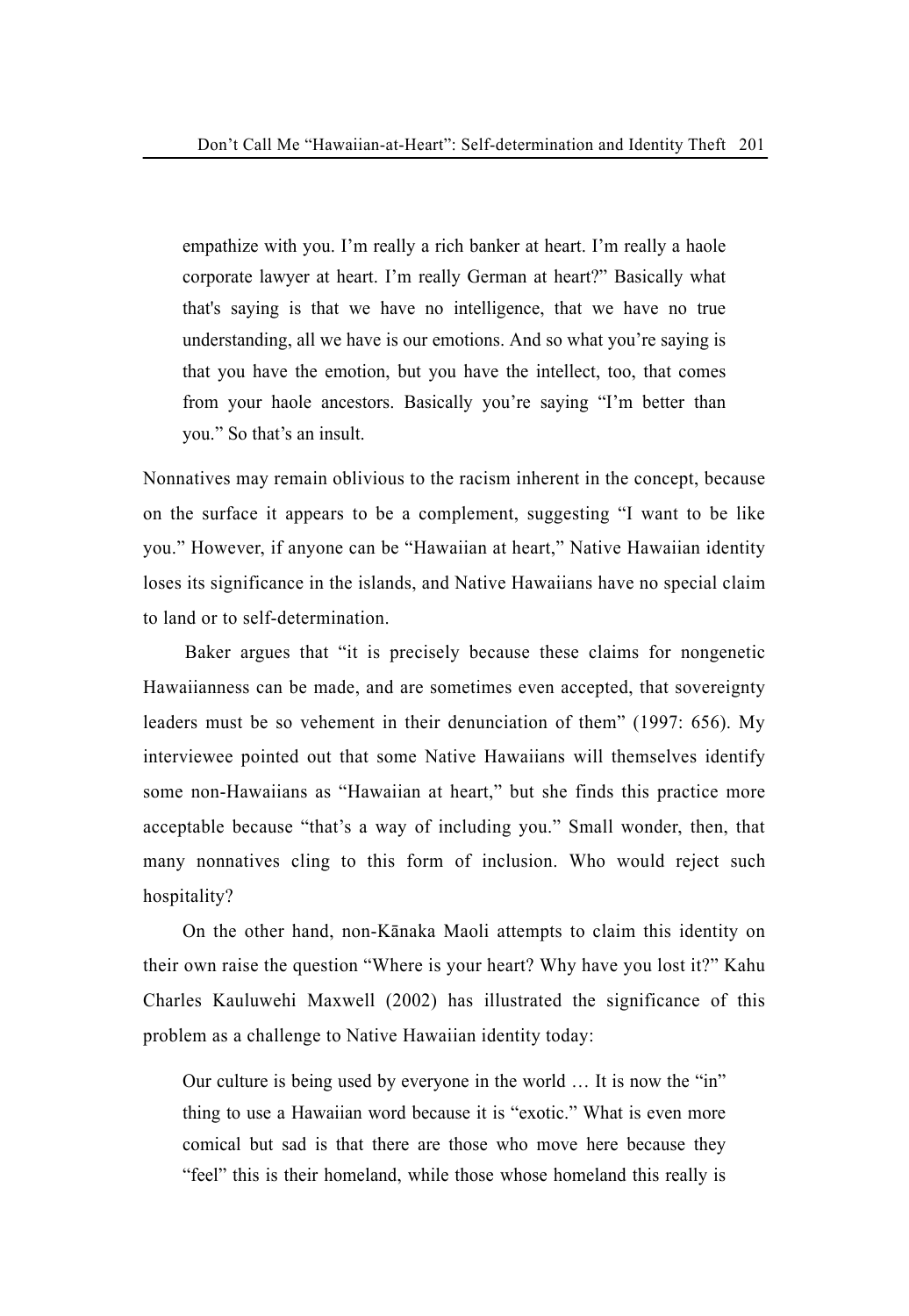> empathize with you. I'm really a rich banker at heart. I'm really a haole corporate lawyer at heart. I'm really German at heart?" Basically what that's saying is that we have no intelligence, that we have no true understanding, all we have is our emotions. And so what you're saying is that you have the emotion, but you have the intellect, too, that comes from your haole ancestors. Basically you're saying "I'm better than you." So that's an insult.

Nonnatives may remain oblivious to the racism inherent in the concept, because on the surface it appears to be a complement, suggesting "I want to be like you." However, if anyone can be "Hawaiian at heart," Native Hawaiian identity loses its significance in the islands, and Native Hawaiians have no special claim to land or to self-determination.

Baker argues that "it is precisely because these claims for nongenetic Hawaiianness can be made, and are sometimes even accepted, that sovereignty leaders must be so vehement in their denunciation of them" (1997: 656). My interviewee pointed out that some Native Hawaiians will themselves identify some non-Hawaiians as "Hawaiian at heart," but she finds this practice more acceptable because "that's a way of including you." Small wonder, then, that many nonnatives cling to this form of inclusion. Who would reject such hospitality?

On the other hand, non-Kānaka Maoli attempts to claim this identity on their own raise the question "Where is your heart? Why have you lost it?" Kahu Charles Kauluwehi Maxwell (2002) has illustrated the significance of this problem as a challenge to Native Hawaiian identity today:

> Our culture is being used by everyone in the world … It is now the "in" thing to use a Hawaiian word because it is "exotic." What is even more comical but sad is that there are those who move here because they "feel" this is their homeland, while those whose homeland this really is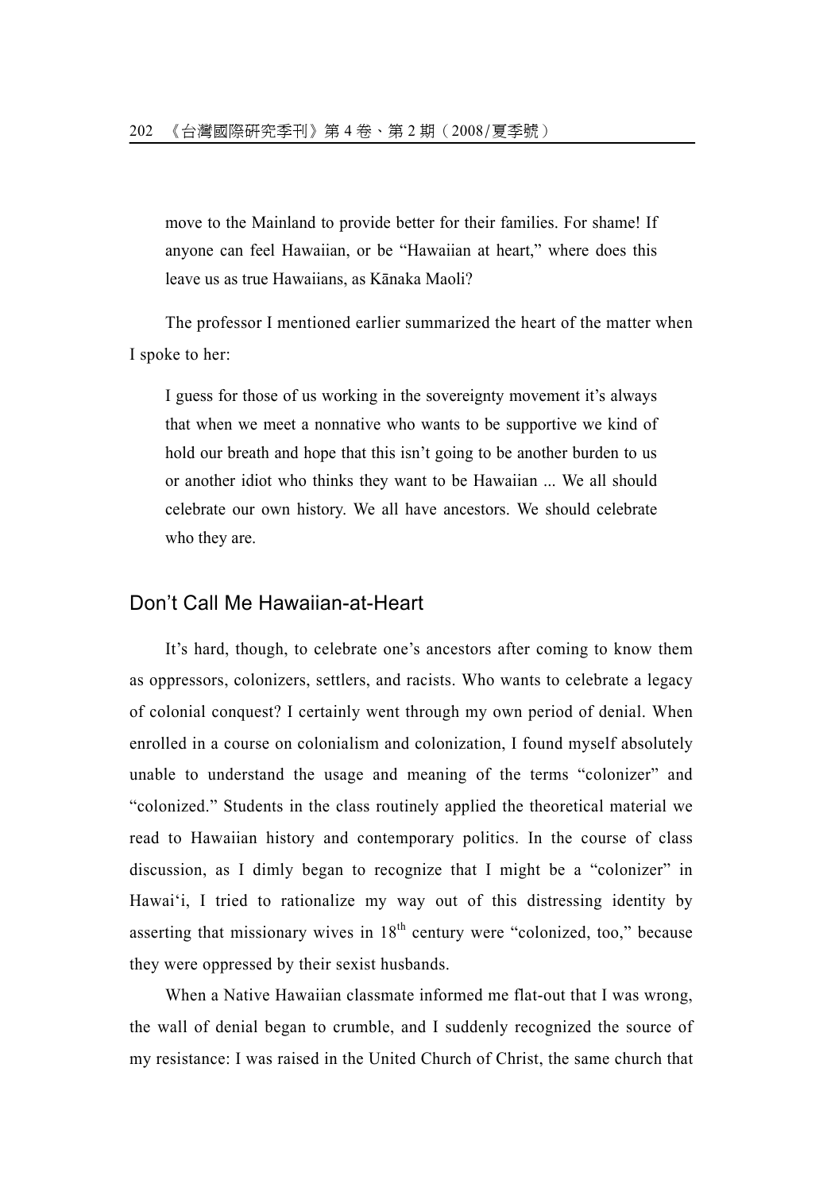> move to the Mainland to provide better for their families. For shame! If anyone can feel Hawaiian, or be “Hawaiian at heart,” where does this leave us as true Hawaiians, as Kānaka Maoli?

The professor I mentioned earlier summarized the heart of the matter when I spoke to her:

> I guess for those of us working in the sovereignty movement it’s always that when we meet a nonnative who wants to be supportive we kind of hold our breath and hope that this isn’t going to be another burden to us or another idiot who thinks they want to be Hawaiian ... We all should celebrate our own history. We all have ancestors. We should celebrate who they are.

## Don’t Call Me Hawaiian-at-Heart

It’s hard, though, to celebrate one’s ancestors after coming to know them as oppressors, colonizers, settlers, and racists. Who wants to celebrate a legacy of colonial conquest? I certainly went through my own period of denial. When enrolled in a course on colonialism and colonization, I found myself absolutely unable to understand the usage and meaning of the terms “colonizer” and “colonized.” Students in the class routinely applied the theoretical material we read to Hawaiian history and contemporary politics. In the course of class discussion, as I dimly began to recognize that I might be a “colonizer” in Hawai‘i, I tried to rationalize my way out of this distressing identity by asserting that missionary wives in 18th century were “colonized, too,” because they were oppressed by their sexist husbands.

When a Native Hawaiian classmate informed me flat-out that I was wrong, the wall of denial began to crumble, and I suddenly recognized the source of my resistance: I was raised in the United Church of Christ, the same church that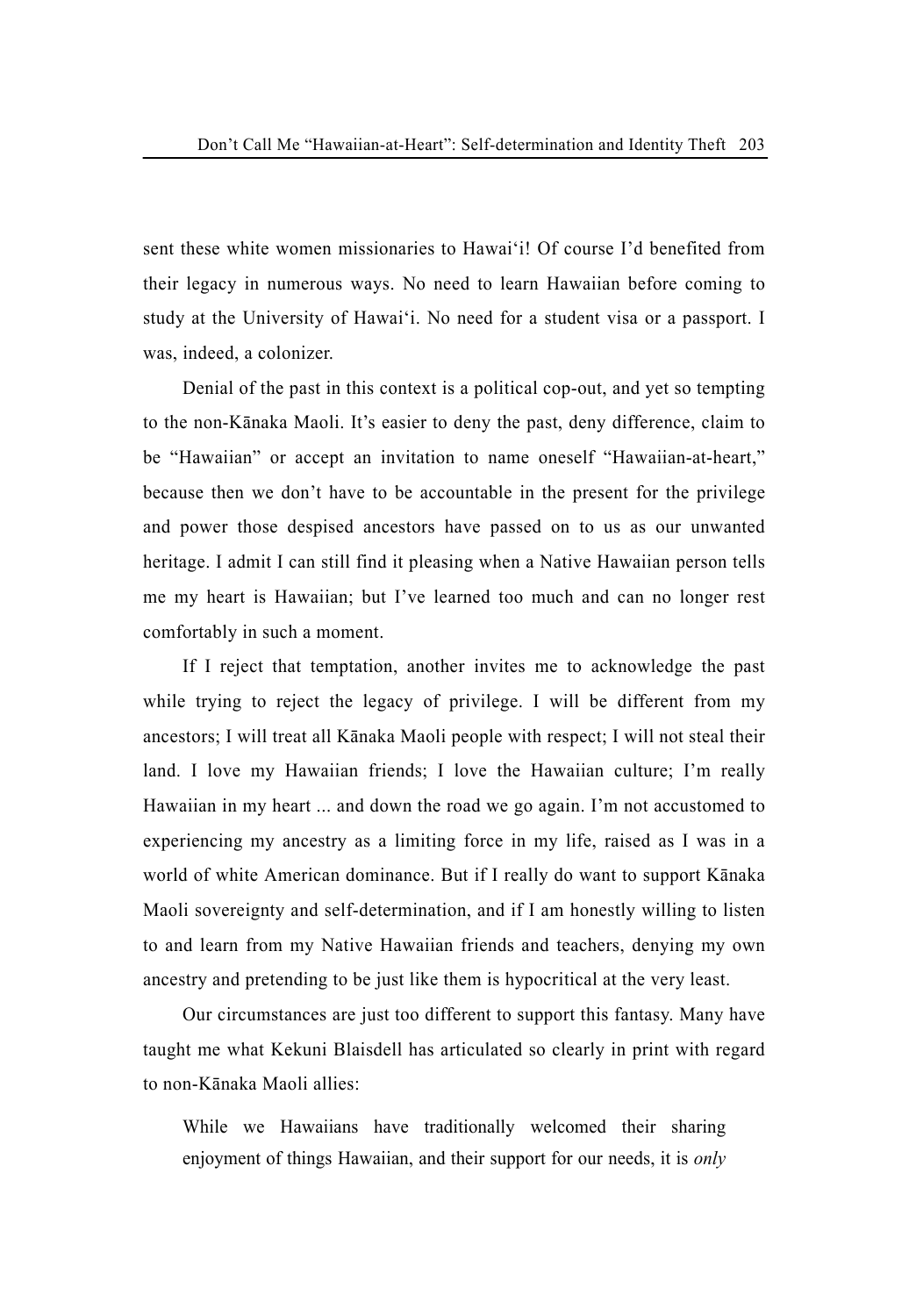sent these white women missionaries to Hawai'i! Of course I'd benefited from their legacy in numerous ways. No need to learn Hawaiian before coming to study at the University of Hawai'i. No need for a student visa or a passport. I was, indeed, a colonizer.

Denial of the past in this context is a political cop-out, and yet so tempting to the non-Kānaka Maoli. It's easier to deny the past, deny difference, claim to be "Hawaiian" or accept an invitation to name oneself "Hawaiian-at-heart," because then we don't have to be accountable in the present for the privilege and power those despised ancestors have passed on to us as our unwanted heritage. I admit I can still find it pleasing when a Native Hawaiian person tells me my heart is Hawaiian; but I've learned too much and can no longer rest comfortably in such a moment.

If I reject that temptation, another invites me to acknowledge the past while trying to reject the legacy of privilege. I will be different from my ancestors; I will treat all Kānaka Maoli people with respect; I will not steal their land. I love my Hawaiian friends; I love the Hawaiian culture; I'm really Hawaiian in my heart ... and down the road we go again. I'm not accustomed to experiencing my ancestry as a limiting force in my life, raised as I was in a world of white American dominance. But if I really do want to support Kānaka Maoli sovereignty and self-determination, and if I am honestly willing to listen to and learn from my Native Hawaiian friends and teachers, denying my own ancestry and pretending to be just like them is hypocritical at the very least.

Our circumstances are just too different to support this fantasy. Many have taught me what Kekuni Blaisdell has articulated so clearly in print with regard to non-Kānaka Maoli allies:

> While we Hawaiians have traditionally welcomed their sharing enjoyment of things Hawaiian, and their support for our needs, it is *only*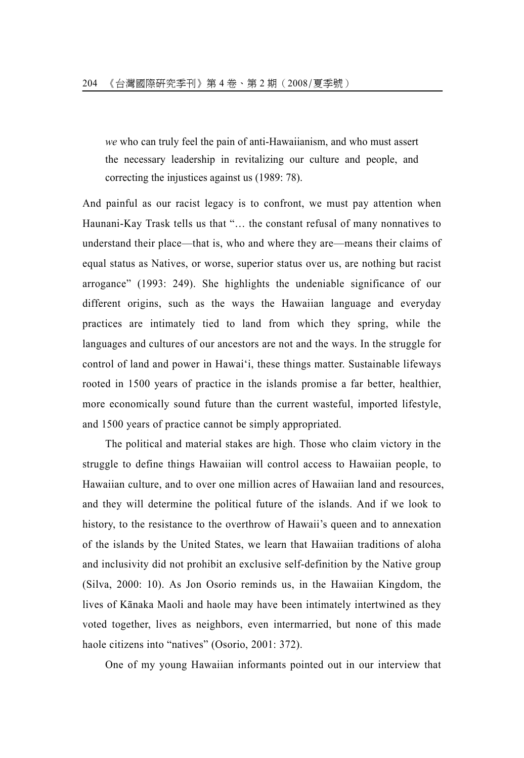> *we* who can truly feel the pain of anti-Hawaiianism, and who must assert the necessary leadership in revitalizing our culture and people, and correcting the injustices against us (1989: 78).

And painful as our racist legacy is to confront, we must pay attention when Haunani-Kay Trask tells us that "… the constant refusal of many nonnatives to understand their place—that is, who and where they are—means their claims of equal status as Natives, or worse, superior status over us, are nothing but racist arrogance" (1993: 249). She highlights the undeniable significance of our different origins, such as the ways the Hawaiian language and everyday practices are intimately tied to land from which they spring, while the languages and cultures of our ancestors are not and the ways. In the struggle for control of land and power in Hawai'i, these things matter. Sustainable lifeways rooted in 1500 years of practice in the islands promise a far better, healthier, more economically sound future than the current wasteful, imported lifestyle, and 1500 years of practice cannot be simply appropriated.

The political and material stakes are high. Those who claim victory in the struggle to define things Hawaiian will control access to Hawaiian people, to Hawaiian culture, and to over one million acres of Hawaiian land and resources, and they will determine the political future of the islands. And if we look to history, to the resistance to the overthrow of Hawaii's queen and to annexation of the islands by the United States, we learn that Hawaiian traditions of aloha and inclusivity did not prohibit an exclusive self-definition by the Native group (Silva, 2000: 10). As Jon Osorio reminds us, in the Hawaiian Kingdom, the lives of Kānaka Maoli and haole may have been intimately intertwined as they voted together, lives as neighbors, even intermarried, but none of this made haole citizens into "natives" (Osorio, 2001: 372).

One of my young Hawaiian informants pointed out in our interview that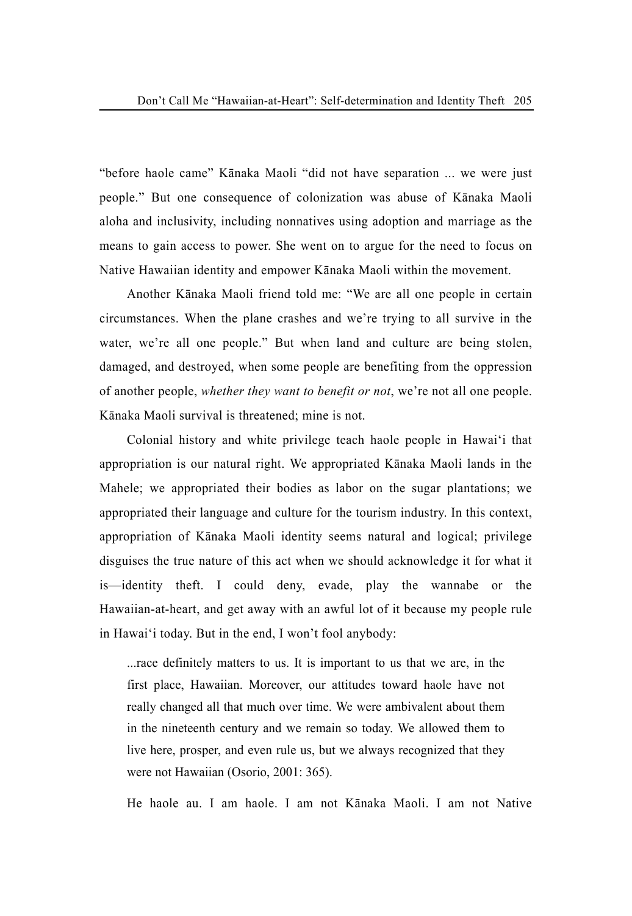"before haole came" Kānaka Maoli "did not have separation ... we were just people." But one consequence of colonization was abuse of Kānaka Maoli aloha and inclusivity, including nonnatives using adoption and marriage as the means to gain access to power. She went on to argue for the need to focus on Native Hawaiian identity and empower Kānaka Maoli within the movement.

Another Kānaka Maoli friend told me: "We are all one people in certain circumstances. When the plane crashes and we're trying to all survive in the water, we're all one people." But when land and culture are being stolen, damaged, and destroyed, when some people are benefiting from the oppression of another people, *whether they want to benefit or not*, we're not all one people. Kānaka Maoli survival is threatened; mine is not.

Colonial history and white privilege teach haole people in Hawai'i that appropriation is our natural right. We appropriated Kānaka Maoli lands in the Mahele; we appropriated their bodies as labor on the sugar plantations; we appropriated their language and culture for the tourism industry. In this context, appropriation of Kānaka Maoli identity seems natural and logical; privilege disguises the true nature of this act when we should acknowledge it for what it is—identity theft. I could deny, evade, play the wannabe or the Hawaiian-at-heart, and get away with an awful lot of it because my people rule in Hawai'i today. But in the end, I won't fool anybody:

> ...race definitely matters to us. It is important to us that we are, in the first place, Hawaiian. Moreover, our attitudes toward haole have not really changed all that much over time. We were ambivalent about them in the nineteenth century and we remain so today. We allowed them to live here, prosper, and even rule us, but we always recognized that they were not Hawaiian (Osorio, 2001: 365).

He haole au. I am haole. I am not Kānaka Maoli. I am not Native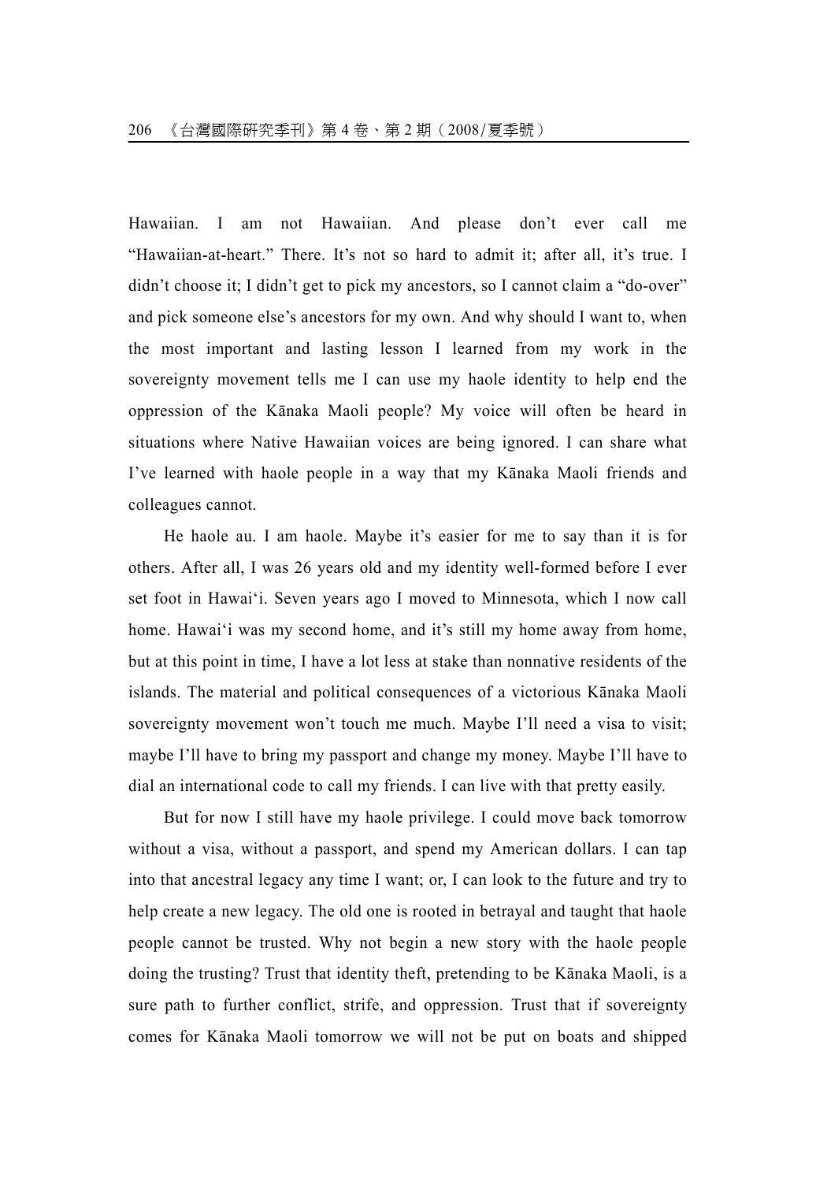Hawaiian. I am not Hawaiian. And please don't ever call me "Hawaiian-at-heart." There. It's not so hard to admit it; after all, it's true. I didn't choose it; I didn't get to pick my ancestors, so I cannot claim a "do-over" and pick someone else's ancestors for my own. And why should I want to, when the most important and lasting lesson I learned from my work in the sovereignty movement tells me I can use my haole identity to help end the oppression of the Kānaka Maoli people? My voice will often be heard in situations where Native Hawaiian voices are being ignored. I can share what I've learned with haole people in a way that my Kānaka Maoli friends and colleagues cannot.

He haole au. I am haole. Maybe it's easier for me to say than it is for others. After all, I was 26 years old and my identity well-formed before I ever set foot in Hawai'i. Seven years ago I moved to Minnesota, which I now call home. Hawai'i was my second home, and it's still my home away from home, but at this point in time, I have a lot less at stake than nonnative residents of the islands. The material and political consequences of a victorious Kānaka Maoli sovereignty movement won't touch me much. Maybe I'll need a visa to visit; maybe I'll have to bring my passport and change my money. Maybe I'll have to dial an international code to call my friends. I can live with that pretty easily.

But for now I still have my haole privilege. I could move back tomorrow without a visa, without a passport, and spend my American dollars. I can tap into that ancestral legacy any time I want; or, I can look to the future and try to help create a new legacy. The old one is rooted in betrayal and taught that haole people cannot be trusted. Why not begin a new story with the haole people doing the trusting? Trust that identity theft, pretending to be Kānaka Maoli, is a sure path to further conflict, strife, and oppression. Trust that if sovereignty comes for Kānaka Maoli tomorrow we will not be put on boats and shipped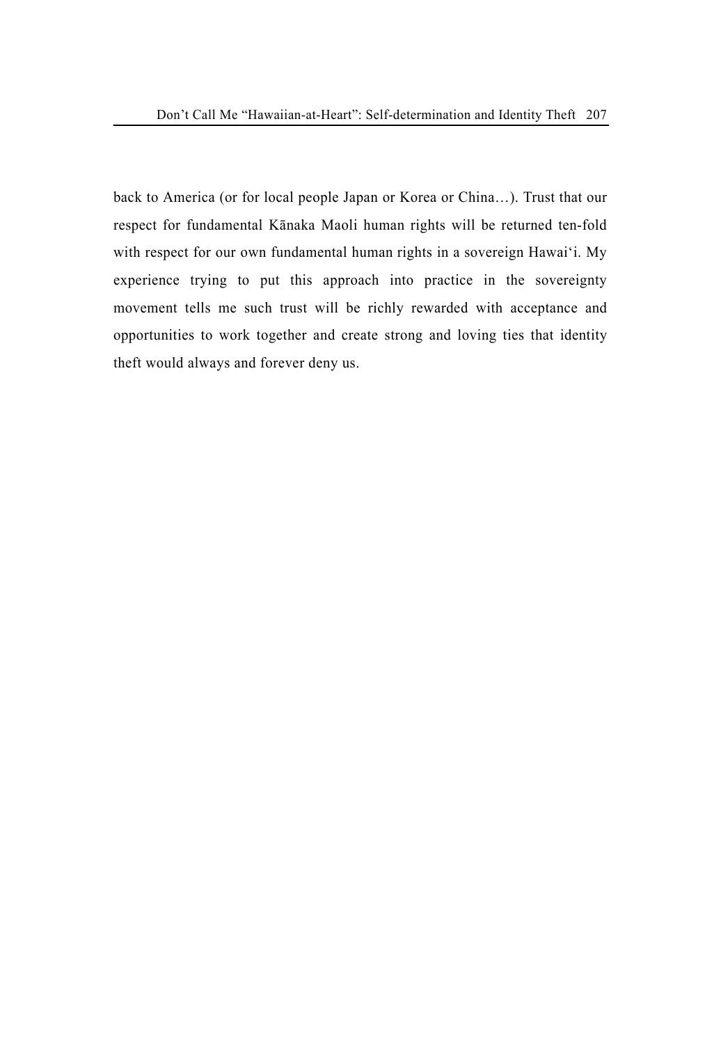back to America (or for local people Japan or Korea or China…). Trust that our respect for fundamental Kānaka Maoli human rights will be returned ten-fold with respect for our own fundamental human rights in a sovereign Hawai'i. My experience trying to put this approach into practice in the sovereignty movement tells me such trust will be richly rewarded with acceptance and opportunities to work together and create strong and loving ties that identity theft would always and forever deny us.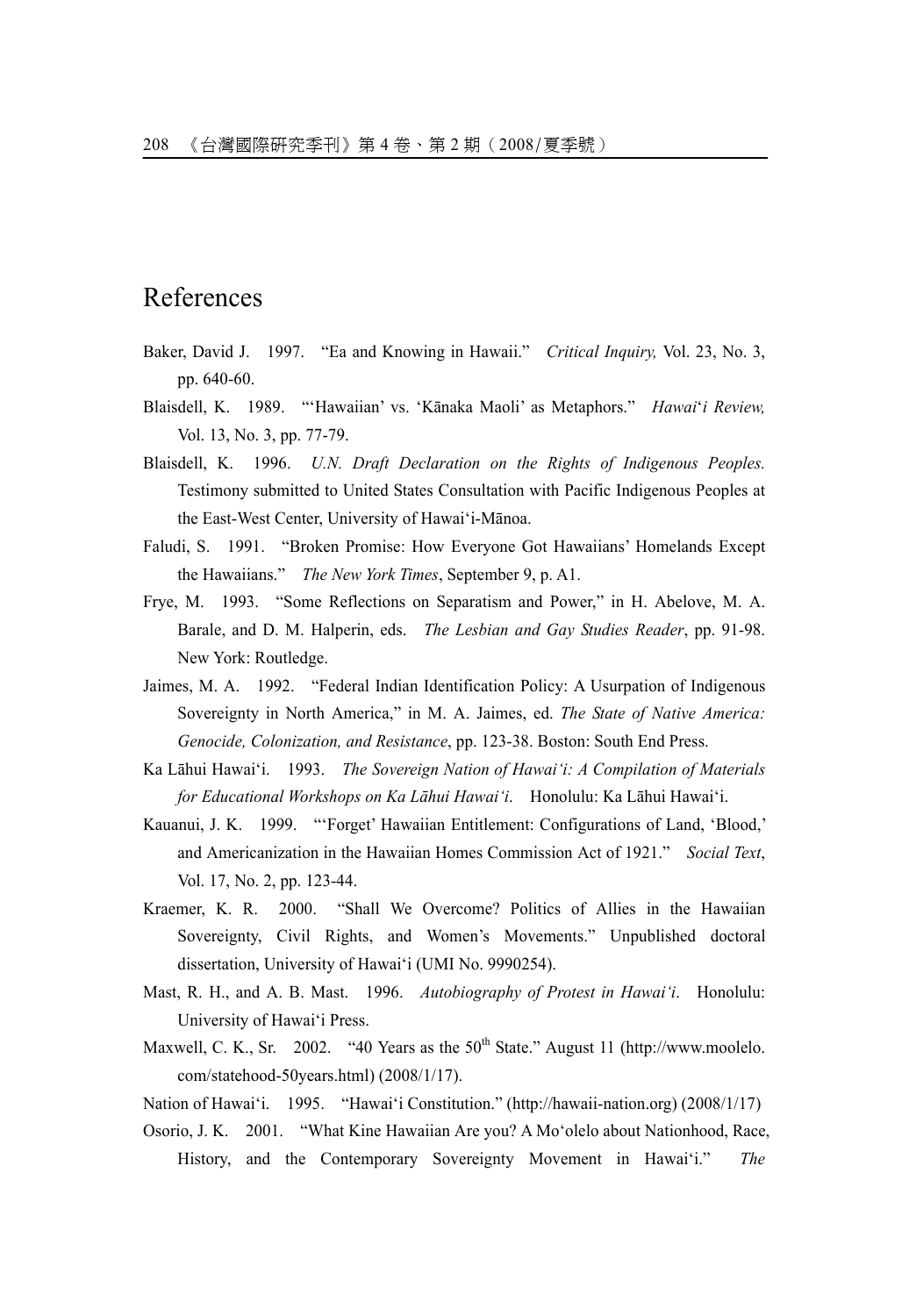# References

Baker, David J. 1997. "Ea and Knowing in Hawaii." *Critical Inquiry,* Vol. 23, No. 3, pp. 640-60.

Blaisdell, K. 1989. "'Hawaiian' vs. 'Kānaka Maoli' as Metaphors." *Hawai'i Review,* Vol. 13, No. 3, pp. 77-79.

Blaisdell, K. 1996. *U.N. Draft Declaration on the Rights of Indigenous Peoples.* Testimony submitted to United States Consultation with Pacific Indigenous Peoples at the East-West Center, University of Hawai'i-Mānoa.

Faludi, S. 1991. "Broken Promise: How Everyone Got Hawaiians' Homelands Except the Hawaiians." *The New York Times*, September 9, p. A1.

Frye, M. 1993. "Some Reflections on Separatism and Power," in H. Abelove, M. A. Barale, and D. M. Halperin, eds. *The Lesbian and Gay Studies Reader*, pp. 91-98. New York: Routledge.

Jaimes, M. A. 1992. "Federal Indian Identification Policy: A Usurpation of Indigenous Sovereignty in North America," in M. A. Jaimes, ed. *The State of Native America: Genocide, Colonization, and Resistance*, pp. 123-38. Boston: South End Press.

Ka Lāhui Hawai'i. 1993. *The Sovereign Nation of Hawai'i: A Compilation of Materials for Educational Workshops on Ka Lāhui Hawai'i*. Honolulu: Ka Lāhui Hawai'i.

Kauanui, J. K. 1999. "'Forget' Hawaiian Entitlement: Configurations of Land, 'Blood,' and Americanization in the Hawaiian Homes Commission Act of 1921." *Social Text*, Vol. 17, No. 2, pp. 123-44.

Kraemer, K. R. 2000. "Shall We Overcome? Politics of Allies in the Hawaiian Sovereignty, Civil Rights, and Women's Movements." Unpublished doctoral dissertation, University of Hawai'i (UMI No. 9990254).

Mast, R. H., and A. B. Mast. 1996. *Autobiography of Protest in Hawai'i*. Honolulu: University of Hawai'i Press.

Maxwell, C. K., Sr. 2002. "40 Years as the 50th State." August 11 (http://www.moolelo.com/statehood-50years.html) (2008/1/17).

Nation of Hawai'i. 1995. "Hawai'i Constitution." (http://hawaii-nation.org) (2008/1/17)

Osorio, J. K. 2001. "What Kine Hawaiian Are you? A Mo'olelo about Nationhood, Race, History, and the Contemporary Sovereignty Movement in Hawai'i." *The*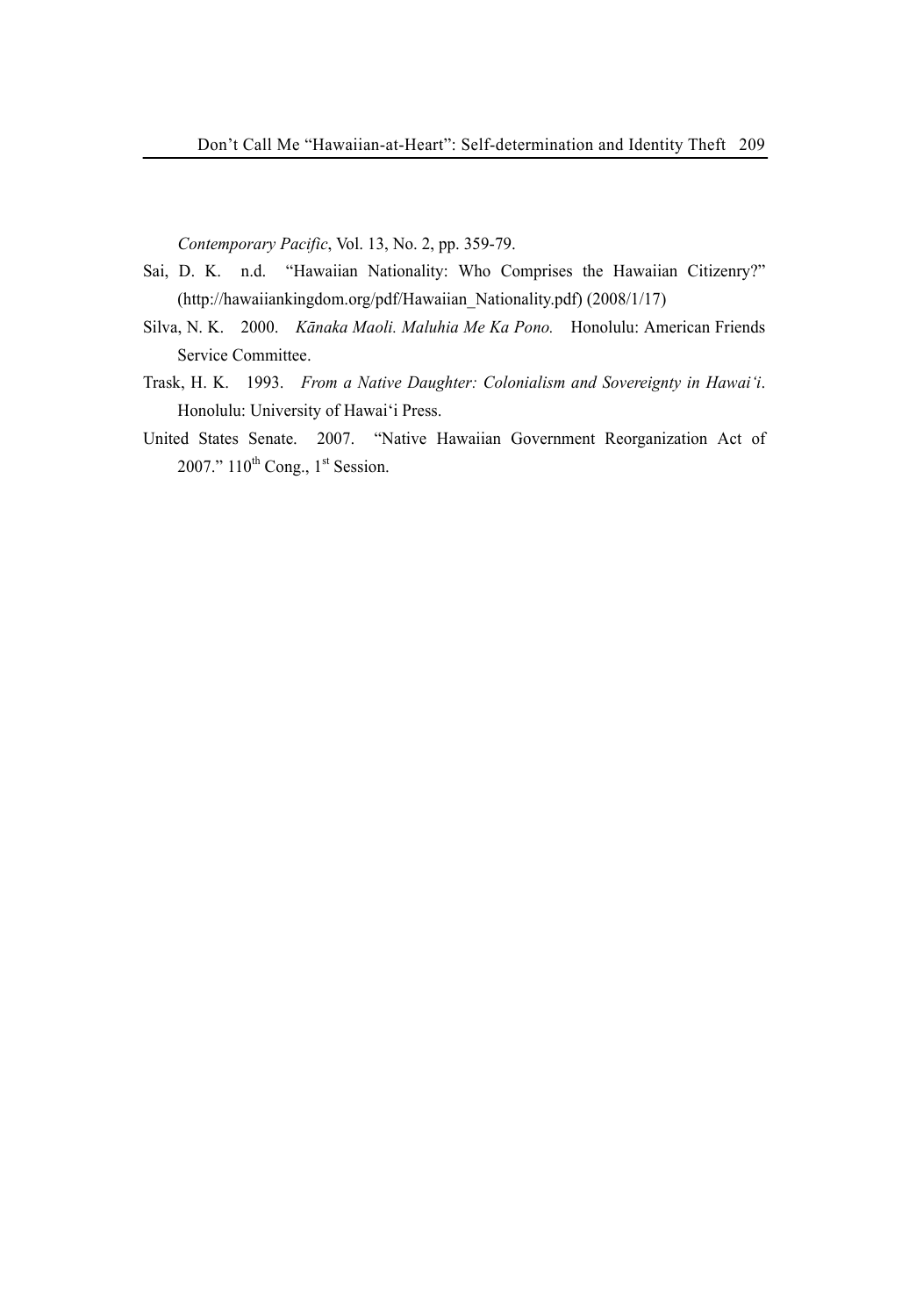*Contemporary Pacific*, Vol. 13, No. 2, pp. 359-79.

Sai, D. K. n.d. "Hawaiian Nationality: Who Comprises the Hawaiian Citizenry?" (http://hawaiiankingdom.org/pdf/Hawaiian_Nationality.pdf) (2008/1/17)

Silva, N. K. 2000. *Kānaka Maoli. Maluhia Me Ka Pono.* Honolulu: American Friends Service Committee.

Trask, H. K. 1993. *From a Native Daughter: Colonialism and Sovereignty in Hawai'i*. Honolulu: University of Hawai'i Press.

United States Senate. 2007. "Native Hawaiian Government Reorganization Act of 2007." 110th Cong., 1st Session.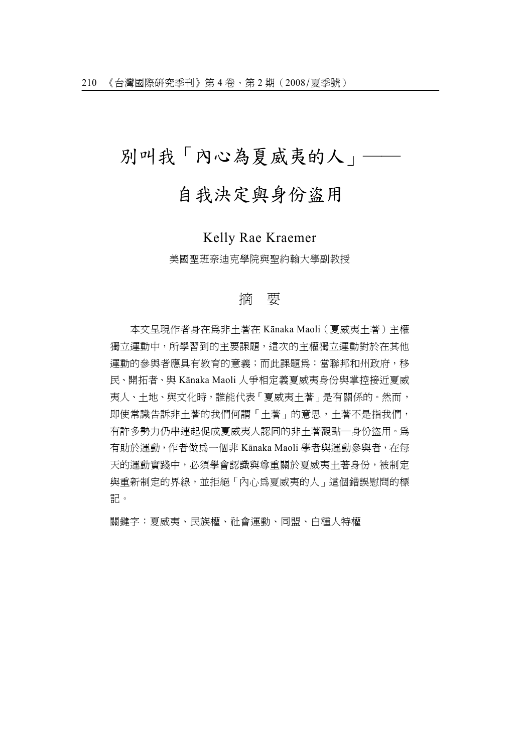# 別叫我「內心為夏威夷的人」——

# 自我決定與身份盜用

Kelly Rae Kraemer

美國聖班奈迪克學院與聖約翰大學副教授

## 摘　要

本文呈現作者身在爲非土著在 Kānaka Maoli（夏威夷土著）主權獨立運動中，所學習到的主要課題，這次的主權獨立運動對於在其他運動的參與者應具有教育的意義；而此課題爲：當聯邦和州政府，移民、開拓者、與 Kānaka Maoli 人爭相定義夏威夷身份與掌控接近夏威夷人、土地、與文化時，誰能代表「夏威夷土著」是有關係的。然而，即使常識告訴非土著的我們何謂「土著」的意思，土著不是指我們，有許多勢力仍串連起促成夏威夷人認同的非土著觀點—身份盜用。爲有助於運動，作者做爲一個非 Kānaka Maoli 學者與運動參與者，在每天的運動實踐中，必須學會認識與尊重關於夏威夷土著身份，被制定與重新制定的界線，並拒絕「內心爲夏威夷的人」這個錯誤慰問的標記。

關鍵字：夏威夷、民族權、社會運動、同盟、白種人特權